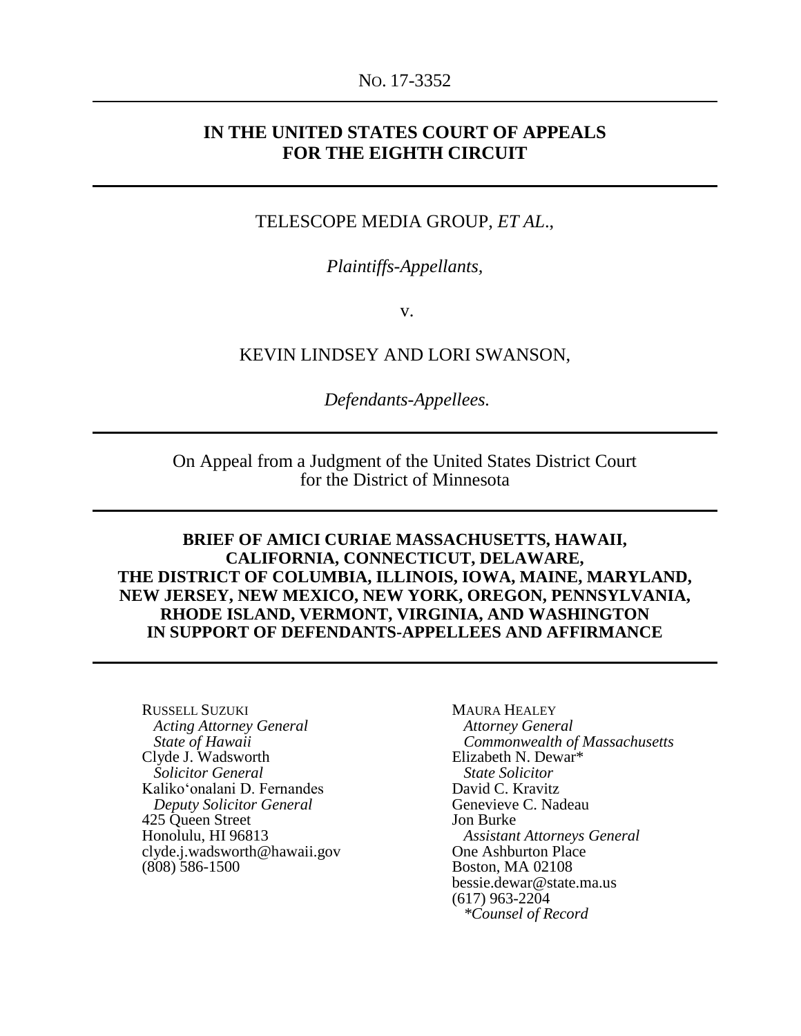NO. 17-3352

---

**IN THE UNITED STATES COURT OF APPEALS**
**FOR THE EIGHTH CIRCUIT**

---

TELESCOPE MEDIA GROUP, *ET AL.*,

*Plaintiffs-Appellants,*

v.

KEVIN LINDSEY AND LORI SWANSON,

*Defendants-Appellees.*

---

On Appeal from a Judgment of the United States District Court for the District of Minnesota

---

**BRIEF OF AMICI CURIAE MASSACHUSETTS, HAWAII, CALIFORNIA, CONNECTICUT, DELAWARE, THE DISTRICT OF COLUMBIA, ILLINOIS, IOWA, MAINE, MARYLAND, NEW JERSEY, NEW MEXICO, NEW YORK, OREGON, PENNSYLVANIA, RHODE ISLAND, VERMONT, VIRGINIA, AND WASHINGTON IN SUPPORT OF DEFENDANTS-APPELLEES AND AFFIRMANCE**

---

RUSSELL SUZUKI
*Acting Attorney General*
*State of Hawaii*
Clyde J. Wadsworth
*Solicitor General*
Kaliko'onalani D. Fernandes
*Deputy Solicitor General*
425 Queen Street
Honolulu, HI 96813
clyde.j.wadsworth@hawaii.gov
(808) 586-1500

MAURA HEALEY
*Attorney General*
*Commonwealth of Massachusetts*
Elizabeth N. Dewar*
*State Solicitor*
David C. Kravitz
Genevieve C. Nadeau
Jon Burke
*Assistant Attorneys General*
One Ashburton Place
Boston, MA 02108
bessie.dewar@state.ma.us
(617) 963-2204
*\*Counsel of Record*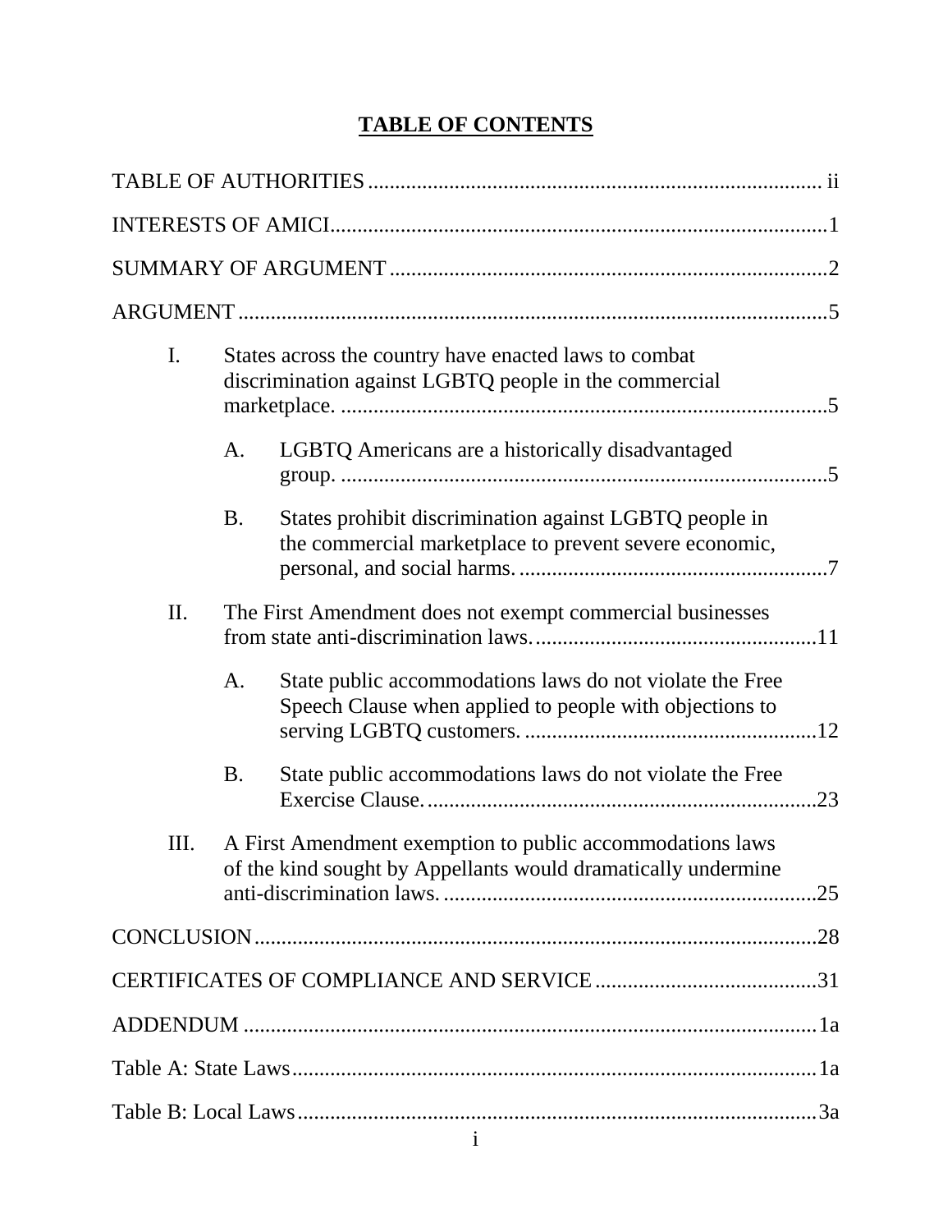# TABLE OF CONTENTS

TABLE OF AUTHORITIES .................................................................................... ii

INTERESTS OF AMICI .......................................................................................... 1

SUMMARY OF ARGUMENT ................................................................................ 2

ARGUMENT ........................................................................................................... 5

I. States across the country have enacted laws to combat discrimination against LGBTQ people in the commercial marketplace. ........................................................................... 5

   A. LGBTQ Americans are a historically disadvantaged group. ........................................................................... 5

   B. States prohibit discrimination against LGBTQ people in the commercial marketplace to prevent severe economic, personal, and social harms. ......................................................... 7

II. The First Amendment does not exempt commercial businesses from state anti-discrimination laws. .................................................... 11

   A. State public accommodations laws do not violate the Free Speech Clause when applied to people with objections to serving LGBTQ customers. ...................................................... 12

   B. State public accommodations laws do not violate the Free Exercise Clause. ........................................................................ 23

III. A First Amendment exemption to public accommodations laws of the kind sought by Appellants would dramatically undermine anti-discrimination laws. ..................................................................... 25

CONCLUSION ...................................................................................................... 28

CERTIFICATES OF COMPLIANCE AND SERVICE ......................................... 31

ADDENDUM ........................................................................................................ 1a

Table A: State Laws ............................................................................................... 1a

Table B: Local Laws ............................................................................................... 3a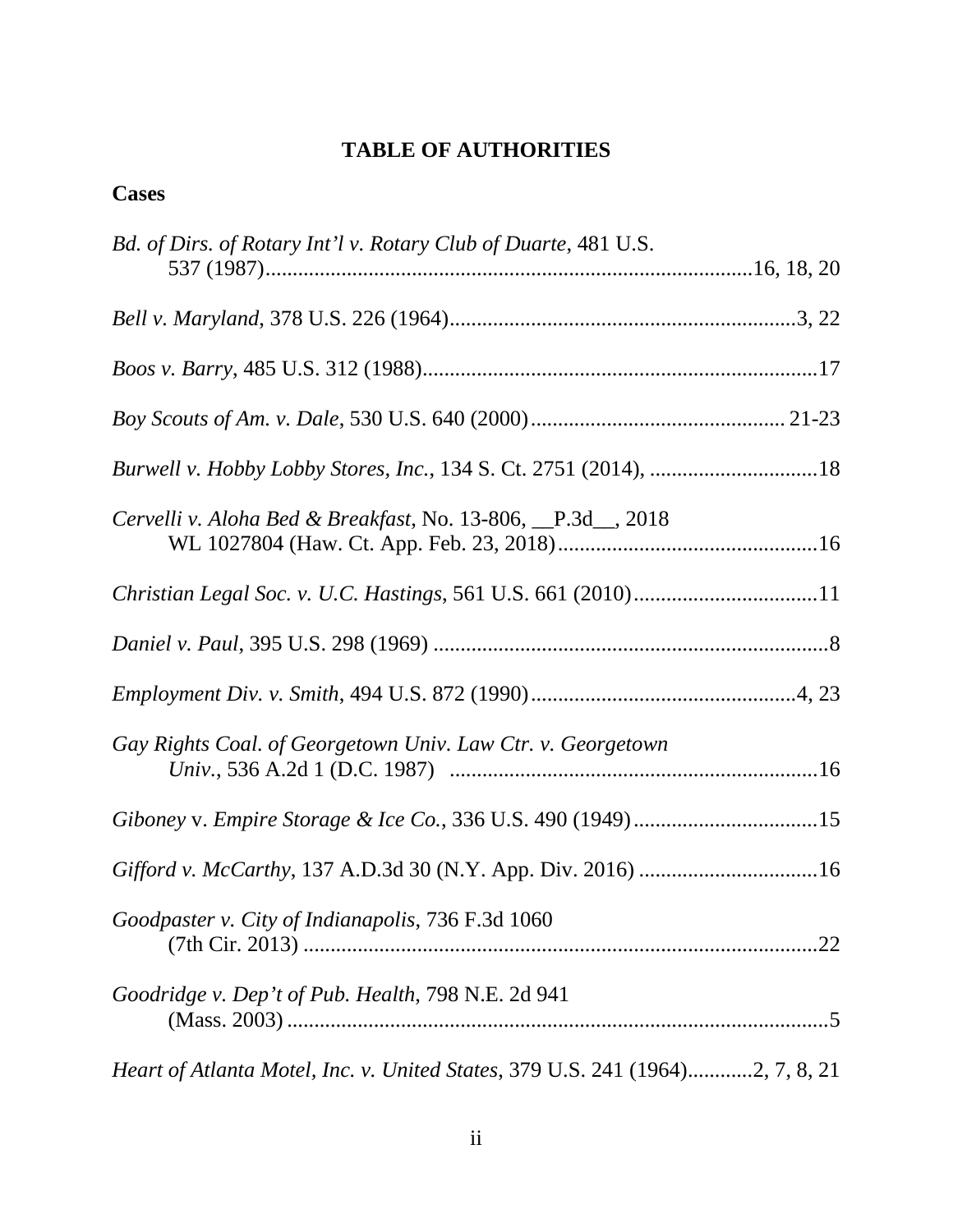# TABLE OF AUTHORITIES

## Cases

*Bd. of Dirs. of Rotary Int'l v. Rotary Club of Duarte*, 481 U.S. 537 (1987)....16, 18, 20

*Bell v. Maryland*, 378 U.S. 226 (1964)....3, 22

*Boos v. Barry*, 485 U.S. 312 (1988)....17

*Boy Scouts of Am. v. Dale*, 530 U.S. 640 (2000).... 21-23

*Burwell v. Hobby Lobby Stores, Inc.*, 134 S. Ct. 2751 (2014), ....18

*Cervelli v. Aloha Bed & Breakfast*, No. 13-806, __P.3d__, 2018 WL 1027804 (Haw. Ct. App. Feb. 23, 2018)....16

*Christian Legal Soc. v. U.C. Hastings*, 561 U.S. 661 (2010)....11

*Daniel v. Paul*, 395 U.S. 298 (1969) ....8

*Employment Div. v. Smith*, 494 U.S. 872 (1990)....4, 23

*Gay Rights Coal. of Georgetown Univ. Law Ctr. v. Georgetown Univ.*, 536 A.2d 1 (D.C. 1987) ....16

*Giboney* v. *Empire Storage & Ice Co.*, 336 U.S. 490 (1949)....15

*Gifford v. McCarthy*, 137 A.D.3d 30 (N.Y. App. Div. 2016) ....16

*Goodpaster v. City of Indianapolis*, 736 F.3d 1060 (7th Cir. 2013) ....22

*Goodridge v. Dep't of Pub. Health*, 798 N.E. 2d 941 (Mass. 2003) ....5

*Heart of Atlanta Motel, Inc. v. United States*, 379 U.S. 241 (1964)....2, 7, 8, 21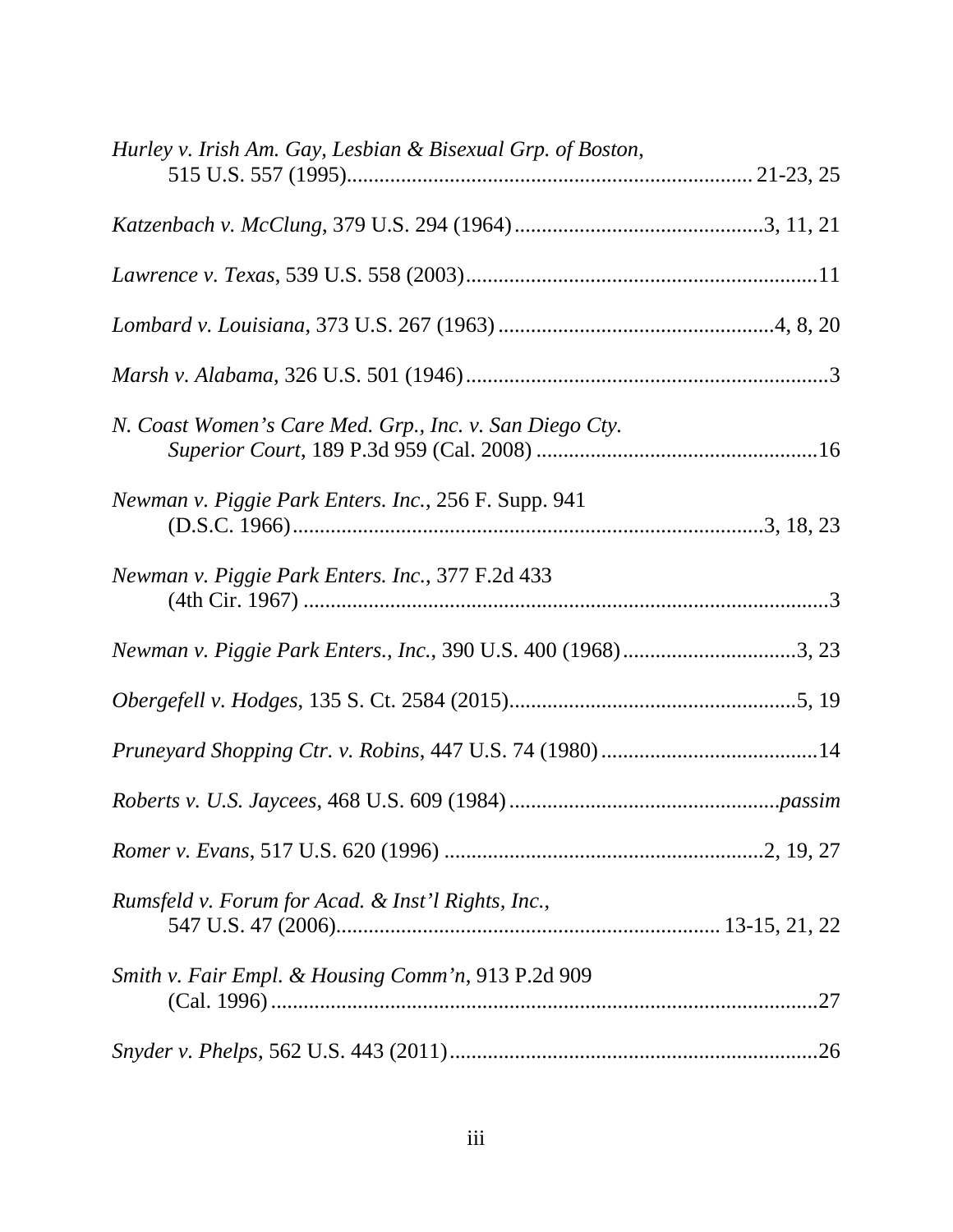*Hurley v. Irish Am. Gay, Lesbian & Bisexual Grp. of Boston*, 515 U.S. 557 (1995)........................................................................ 21-23, 25

*Katzenbach v. McClung*, 379 U.S. 294 (1964).............................................3, 11, 21

*Lawrence v. Texas*, 539 U.S. 558 (2003).................................................................11

*Lombard v. Louisiana*, 373 U.S. 267 (1963)..................................................4, 8, 20

*Marsh v. Alabama*, 326 U.S. 501 (1946)...................................................................3

*N. Coast Women's Care Med. Grp., Inc. v. San Diego Cty. Superior Court*, 189 P.3d 959 (Cal. 2008)....................................................16

*Newman v. Piggie Park Enters. Inc.*, 256 F. Supp. 941 (D.S.C. 1966).....................................................................................3, 18, 23

*Newman v. Piggie Park Enters. Inc.*, 377 F.2d 433 (4th Cir. 1967)...................................................................................................3

*Newman v. Piggie Park Enters., Inc.*, 390 U.S. 400 (1968)................................3, 23

*Obergefell v. Hodges*, 135 S. Ct. 2584 (2015).....................................................5, 19

*Pruneyard Shopping Ctr. v. Robins*, 447 U.S. 74 (1980)........................................14

*Roberts v. U.S. Jaycees*, 468 U.S. 609 (1984).................................................*passim*

*Romer v. Evans*, 517 U.S. 620 (1996)..........................................................2, 19, 27

*Rumsfeld v. Forum for Acad. & Inst'l Rights, Inc.*, 547 U.S. 47 (2006)...................................................................... 13-15, 21, 22

*Smith v. Fair Empl. & Housing Comm'n*, 913 P.2d 909 (Cal. 1996)....................................................................................................27

*Snyder v. Phelps*, 562 U.S. 443 (2011)....................................................................26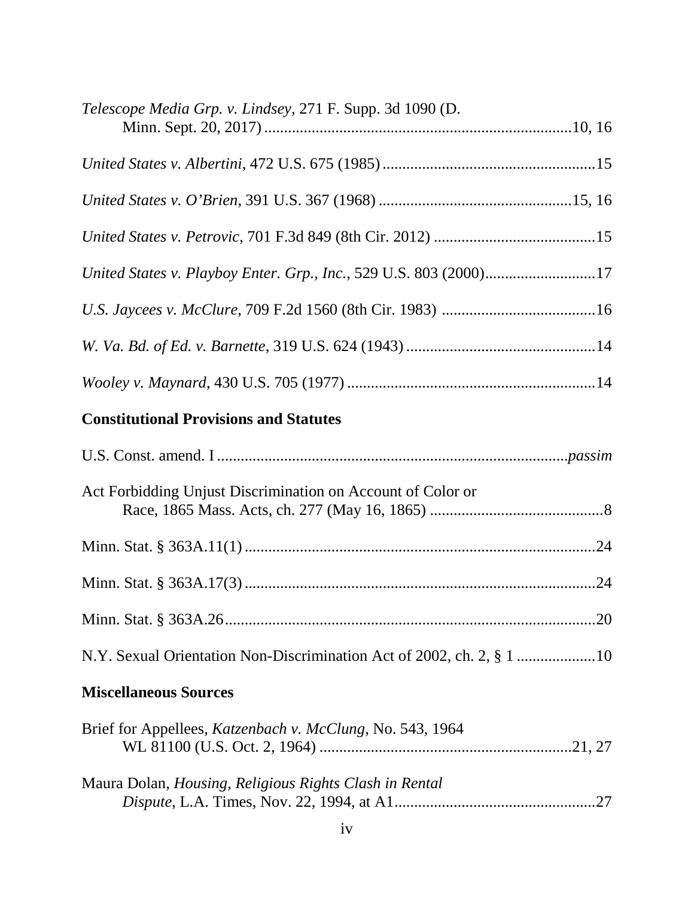*Telescope Media Grp. v. Lindsey*, 271 F. Supp. 3d 1090 (D. Minn. Sept. 20, 2017) ............................................................................10, 16

*United States v. Albertini*, 472 U.S. 675 (1985) ......................................................15

*United States v. O'Brien*, 391 U.S. 367 (1968) .................................................15, 16

*United States v. Petrovic*, 701 F.3d 849 (8th Cir. 2012) .........................................15

*United States v. Playboy Enter. Grp., Inc.*, 529 U.S. 803 (2000)............................17

*U.S. Jaycees v. McClure*, 709 F.2d 1560 (8th Cir. 1983) .......................................16

*W. Va. Bd. of Ed. v. Barnette*, 319 U.S. 624 (1943) ................................................14

*Wooley v. Maynard*, 430 U.S. 705 (1977) ...............................................................14

**Constitutional Provisions and Statutes**

U.S. Const. amend. I .......................................................................................*passim*

Act Forbidding Unjust Discrimination on Account of Color or Race, 1865 Mass. Acts, ch. 277 (May 16, 1865) ............................................8

Minn. Stat. § 363A.11(1) .......................................................................................24

Minn. Stat. § 363A.17(3) .......................................................................................24

Minn. Stat. § 363A.26.............................................................................................20

N.Y. Sexual Orientation Non-Discrimination Act of 2002, ch. 2, § 1 ...................10

**Miscellaneous Sources**

Brief for Appellees, *Katzenbach v. McClung*, No. 543, 1964 WL 81100 (U.S. Oct. 2, 1964) ...............................................................21, 27

Maura Dolan, *Housing, Religious Rights Clash in Rental Dispute*, L.A. Times, Nov. 22, 1994, at A1..................................................27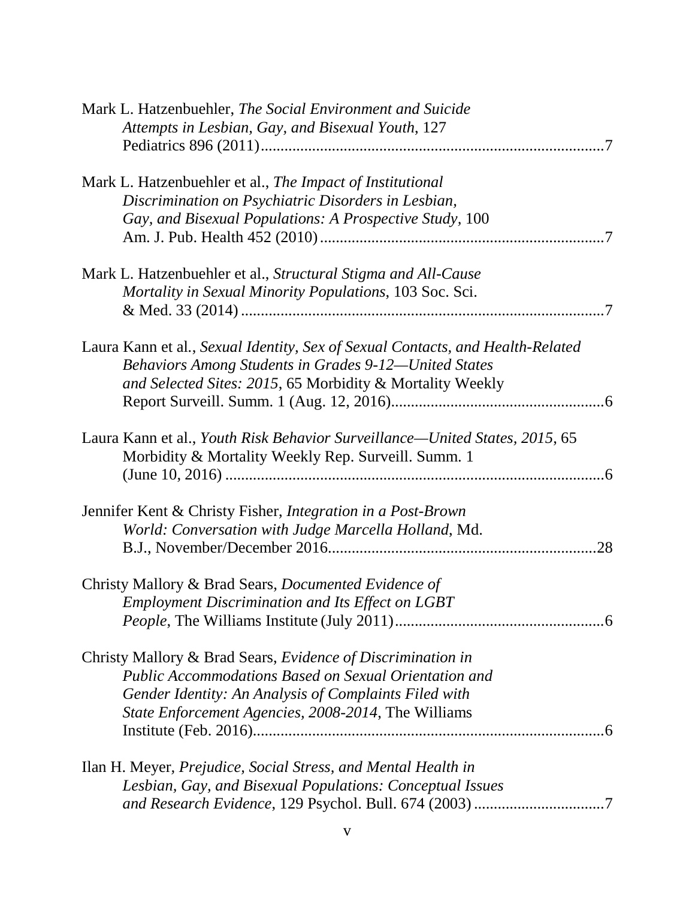Mark L. Hatzenbuehler, *The Social Environment and Suicide Attempts in Lesbian, Gay, and Bisexual Youth*, 127 Pediatrics 896 (2011) .......................................................................................7

Mark L. Hatzenbuehler et al., *The Impact of Institutional Discrimination on Psychiatric Disorders in Lesbian, Gay, and Bisexual Populations: A Prospective Study*, 100 Am. J. Pub. Health 452 (2010) .......................................................................7

Mark L. Hatzenbuehler et al., *Structural Stigma and All-Cause Mortality in Sexual Minority Populations*, 103 Soc. Sci. & Med. 33 (2014) ...........................................................................................7

Laura Kann et al., *Sexual Identity, Sex of Sexual Contacts, and Health-Related Behaviors Among Students in Grades 9-12—United States and Selected Sites: 2015*, 65 Morbidity & Mortality Weekly Report Surveill. Summ. 1 (Aug. 12, 2016).......................................................6

Laura Kann et al., *Youth Risk Behavior Surveillance—United States, 2015*, 65 Morbidity & Mortality Weekly Rep. Surveill. Summ. 1 (June 10, 2016) ................................................................................................6

Jennifer Kent & Christy Fisher, *Integration in a Post-Brown World: Conversation with Judge Marcella Holland*, Md. B.J., November/December 2016...................................................................28

Christy Mallory & Brad Sears, *Documented Evidence of Employment Discrimination and Its Effect on LGBT People*, The Williams Institute (July 2011)....................................................6

Christy Mallory & Brad Sears, *Evidence of Discrimination in Public Accommodations Based on Sexual Orientation and Gender Identity: An Analysis of Complaints Filed with State Enforcement Agencies, 2008-2014*, The Williams Institute (Feb. 2016).........................................................................................6

Ilan H. Meyer, *Prejudice, Social Stress, and Mental Health in Lesbian, Gay, and Bisexual Populations: Conceptual Issues and Research Evidence*, 129 Psychol. Bull. 674 (2003) ..................................7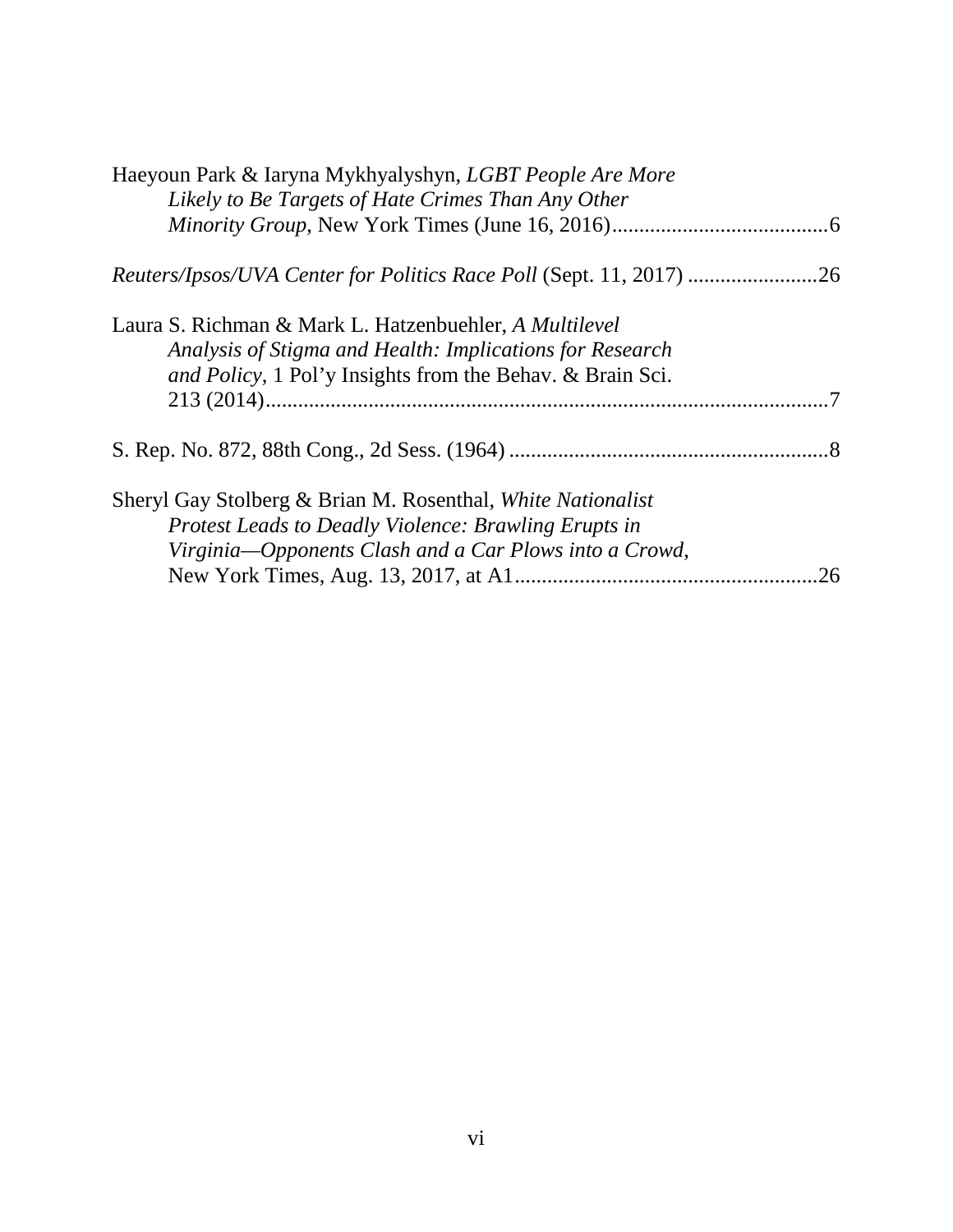Haeyoun Park & Iaryna Mykhyalyshyn, *LGBT People Are More Likely to Be Targets of Hate Crimes Than Any Other Minority Group*, New York Times (June 16, 2016)........................................6

*Reuters/Ipsos/UVA Center for Politics Race Poll* (Sept. 11, 2017) ........................26

Laura S. Richman & Mark L. Hatzenbuehler, *A Multilevel Analysis of Stigma and Health: Implications for Research and Policy*, 1 Pol'y Insights from the Behav. & Brain Sci. 213 (2014).......................................................................................................7

S. Rep. No. 872, 88th Cong., 2d Sess. (1964) ...........................................................8

Sheryl Gay Stolberg & Brian M. Rosenthal, *White Nationalist Protest Leads to Deadly Violence: Brawling Erupts in Virginia—Opponents Clash and a Car Plows into a Crowd*, New York Times, Aug. 13, 2017, at A1........................................................26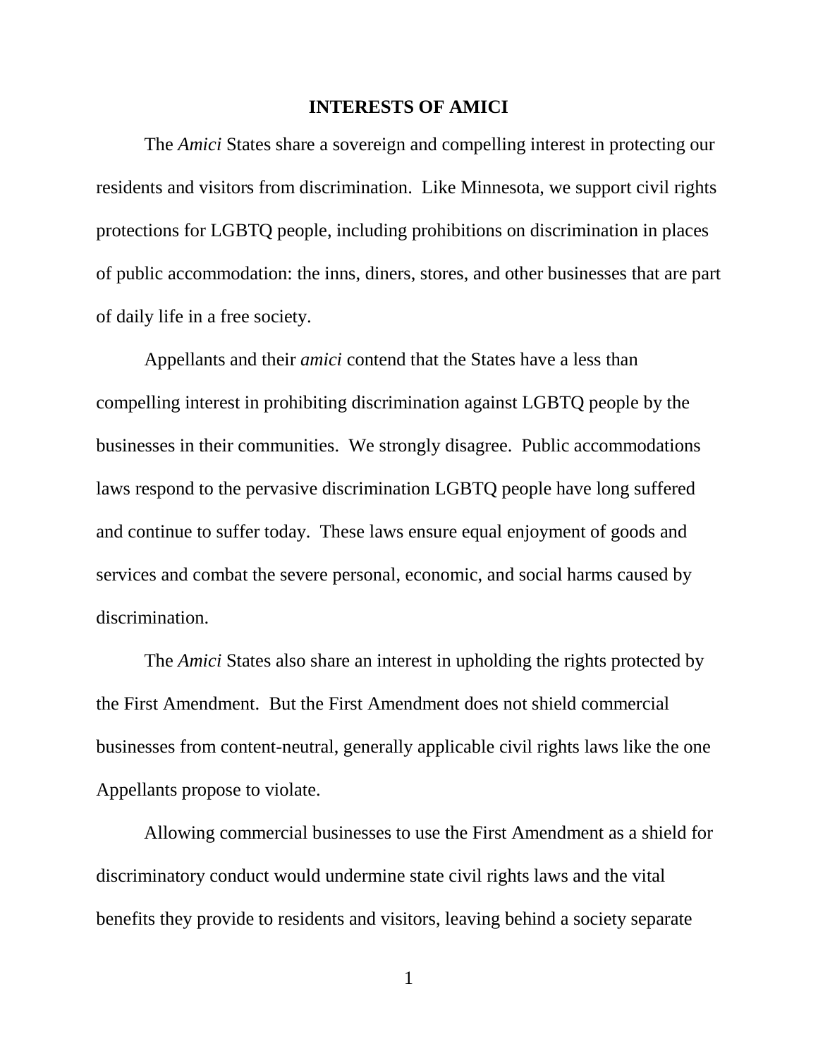## INTERESTS OF AMICI

The *Amici* States share a sovereign and compelling interest in protecting our residents and visitors from discrimination. Like Minnesota, we support civil rights protections for LGBTQ people, including prohibitions on discrimination in places of public accommodation: the inns, diners, stores, and other businesses that are part of daily life in a free society.

Appellants and their *amici* contend that the States have a less than compelling interest in prohibiting discrimination against LGBTQ people by the businesses in their communities. We strongly disagree. Public accommodations laws respond to the pervasive discrimination LGBTQ people have long suffered and continue to suffer today. These laws ensure equal enjoyment of goods and services and combat the severe personal, economic, and social harms caused by discrimination.

The *Amici* States also share an interest in upholding the rights protected by the First Amendment. But the First Amendment does not shield commercial businesses from content-neutral, generally applicable civil rights laws like the one Appellants propose to violate.

Allowing commercial businesses to use the First Amendment as a shield for discriminatory conduct would undermine state civil rights laws and the vital benefits they provide to residents and visitors, leaving behind a society separate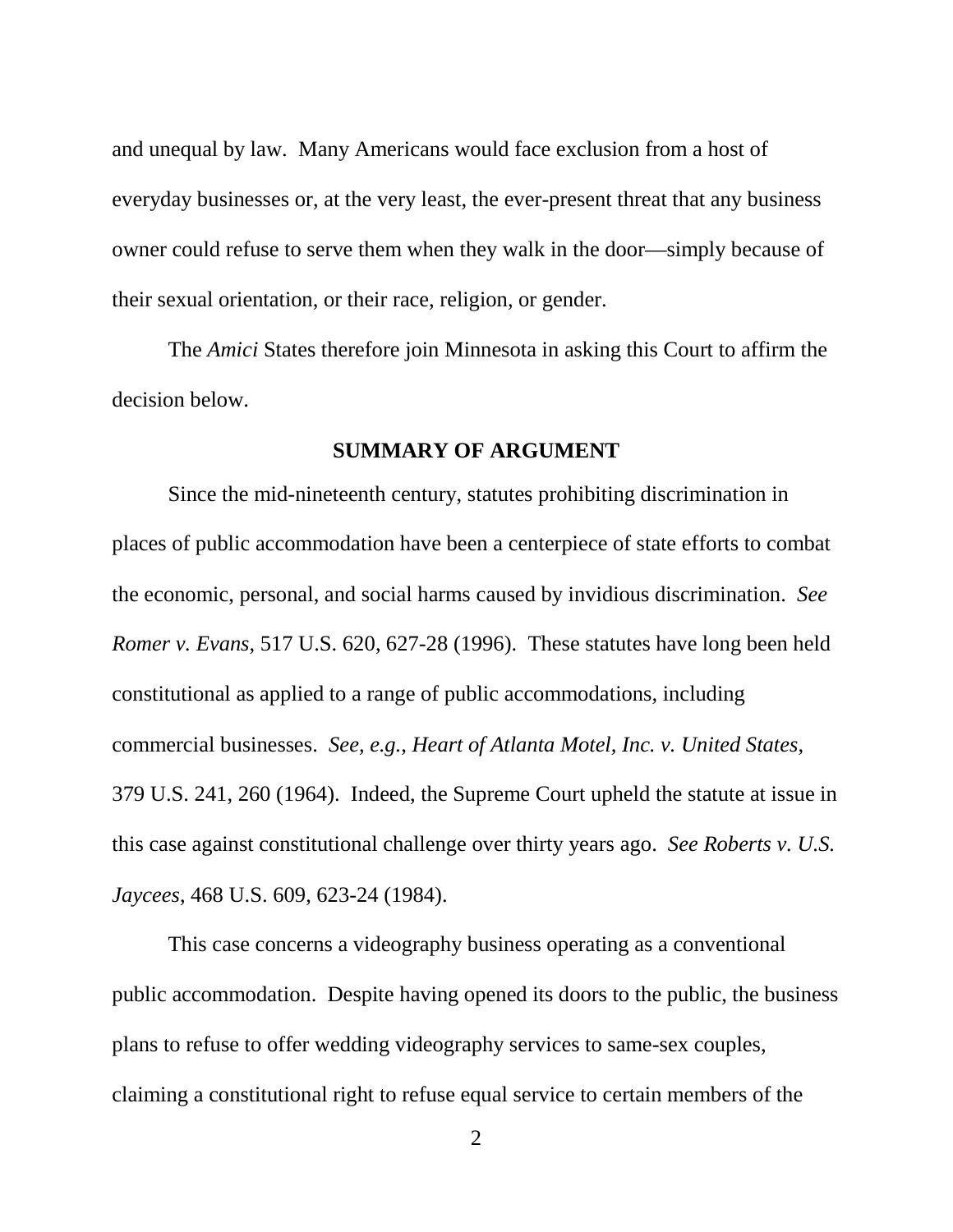and unequal by law. Many Americans would face exclusion from a host of everyday businesses or, at the very least, the ever-present threat that any business owner could refuse to serve them when they walk in the door—simply because of their sexual orientation, or their race, religion, or gender.

The *Amici* States therefore join Minnesota in asking this Court to affirm the decision below.

## SUMMARY OF ARGUMENT

Since the mid-nineteenth century, statutes prohibiting discrimination in places of public accommodation have been a centerpiece of state efforts to combat the economic, personal, and social harms caused by invidious discrimination. *See Romer v. Evans*, 517 U.S. 620, 627-28 (1996). These statutes have long been held constitutional as applied to a range of public accommodations, including commercial businesses. *See, e.g.*, *Heart of Atlanta Motel, Inc. v. United States*, 379 U.S. 241, 260 (1964). Indeed, the Supreme Court upheld the statute at issue in this case against constitutional challenge over thirty years ago. *See Roberts v. U.S. Jaycees*, 468 U.S. 609, 623-24 (1984).

This case concerns a videography business operating as a conventional public accommodation. Despite having opened its doors to the public, the business plans to refuse to offer wedding videography services to same-sex couples, claiming a constitutional right to refuse equal service to certain members of the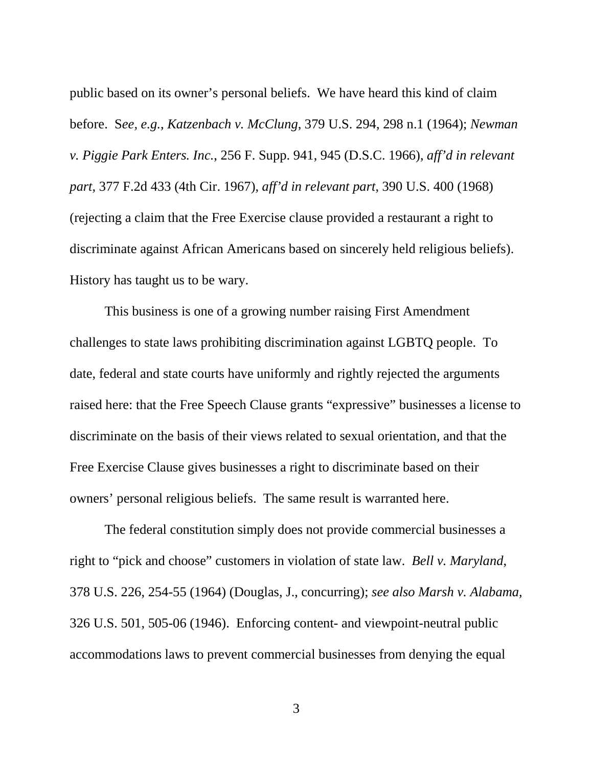public based on its owner's personal beliefs. We have heard this kind of claim before. S*ee, e.g.*, *Katzenbach v. McClung*, 379 U.S. 294, 298 n.1 (1964); *Newman v. Piggie Park Enters. Inc.*, 256 F. Supp. 941, 945 (D.S.C. 1966), *aff'd in relevant part*, 377 F.2d 433 (4th Cir. 1967), *aff'd in relevant part*, 390 U.S. 400 (1968) (rejecting a claim that the Free Exercise clause provided a restaurant a right to discriminate against African Americans based on sincerely held religious beliefs). History has taught us to be wary.

This business is one of a growing number raising First Amendment challenges to state laws prohibiting discrimination against LGBTQ people. To date, federal and state courts have uniformly and rightly rejected the arguments raised here: that the Free Speech Clause grants "expressive" businesses a license to discriminate on the basis of their views related to sexual orientation, and that the Free Exercise Clause gives businesses a right to discriminate based on their owners' personal religious beliefs. The same result is warranted here.

The federal constitution simply does not provide commercial businesses a right to "pick and choose" customers in violation of state law. *Bell v. Maryland*, 378 U.S. 226, 254-55 (1964) (Douglas, J., concurring); *see also Marsh v. Alabama*, 326 U.S. 501, 505-06 (1946). Enforcing content- and viewpoint-neutral public accommodations laws to prevent commercial businesses from denying the equal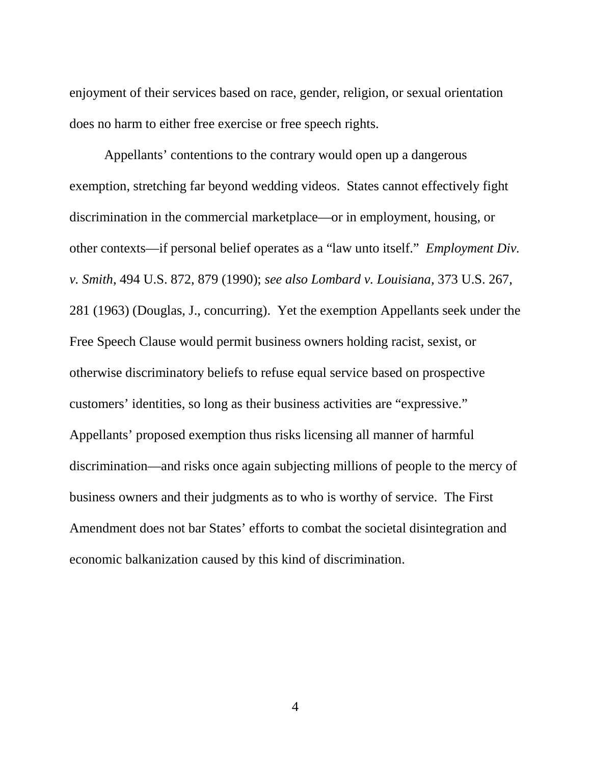enjoyment of their services based on race, gender, religion, or sexual orientation does no harm to either free exercise or free speech rights.

Appellants' contentions to the contrary would open up a dangerous exemption, stretching far beyond wedding videos. States cannot effectively fight discrimination in the commercial marketplace—or in employment, housing, or other contexts—if personal belief operates as a "law unto itself." *Employment Div. v. Smith*, 494 U.S. 872, 879 (1990); *see also Lombard v. Louisiana*, 373 U.S. 267, 281 (1963) (Douglas, J., concurring). Yet the exemption Appellants seek under the Free Speech Clause would permit business owners holding racist, sexist, or otherwise discriminatory beliefs to refuse equal service based on prospective customers' identities, so long as their business activities are "expressive." Appellants' proposed exemption thus risks licensing all manner of harmful discrimination—and risks once again subjecting millions of people to the mercy of business owners and their judgments as to who is worthy of service. The First Amendment does not bar States' efforts to combat the societal disintegration and economic balkanization caused by this kind of discrimination.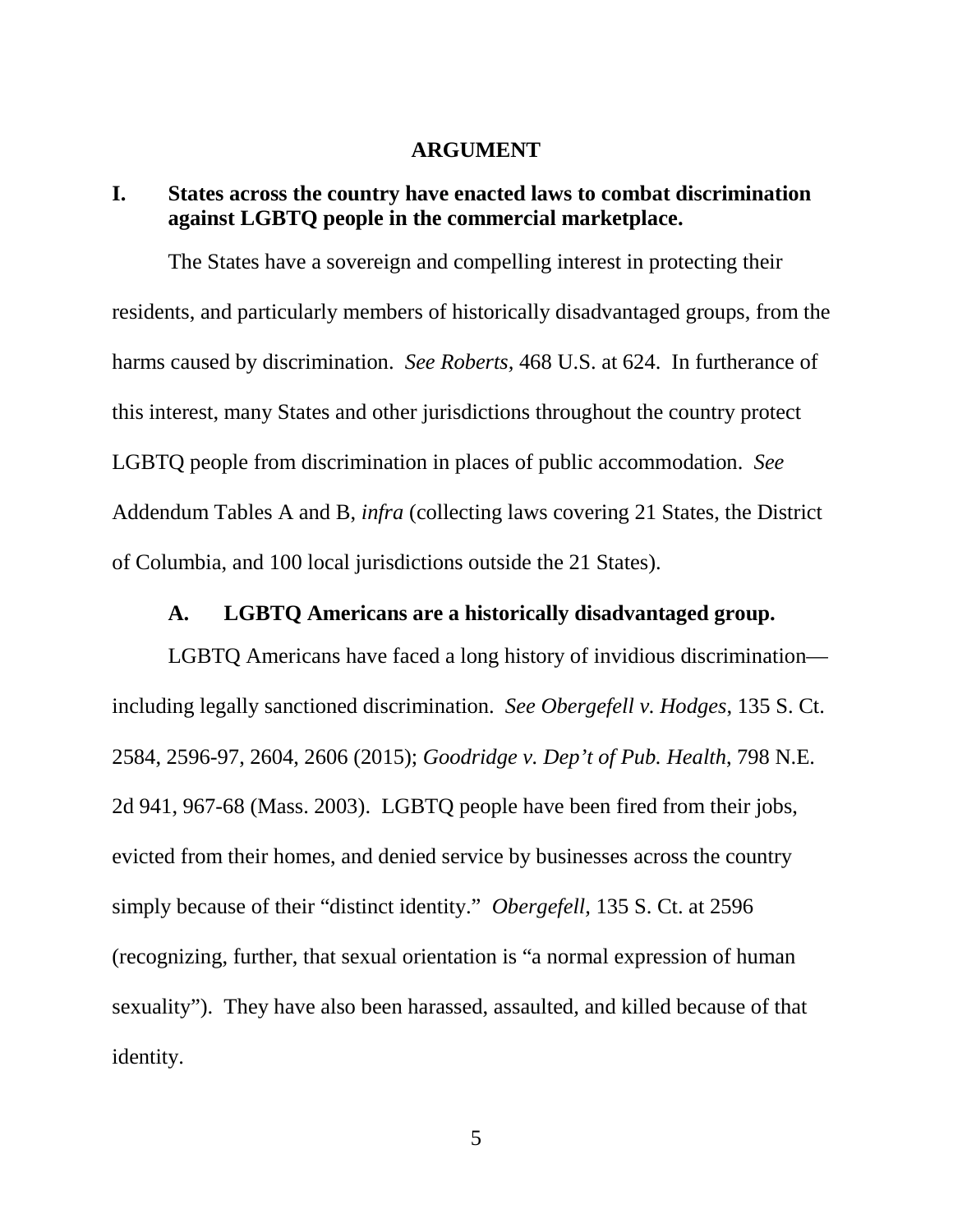# ARGUMENT

## I. States across the country have enacted laws to combat discrimination against LGBTQ people in the commercial marketplace.

The States have a sovereign and compelling interest in protecting their residents, and particularly members of historically disadvantaged groups, from the harms caused by discrimination. *See Roberts*, 468 U.S. at 624. In furtherance of this interest, many States and other jurisdictions throughout the country protect LGBTQ people from discrimination in places of public accommodation. *See* Addendum Tables A and B, *infra* (collecting laws covering 21 States, the District of Columbia, and 100 local jurisdictions outside the 21 States).

### A. LGBTQ Americans are a historically disadvantaged group.

LGBTQ Americans have faced a long history of invidious discrimination—including legally sanctioned discrimination. *See Obergefell v. Hodges*, 135 S. Ct. 2584, 2596-97, 2604, 2606 (2015); *Goodridge v. Dep't of Pub. Health*, 798 N.E. 2d 941, 967-68 (Mass. 2003). LGBTQ people have been fired from their jobs, evicted from their homes, and denied service by businesses across the country simply because of their "distinct identity." *Obergefell*, 135 S. Ct. at 2596 (recognizing, further, that sexual orientation is "a normal expression of human sexuality"). They have also been harassed, assaulted, and killed because of that identity.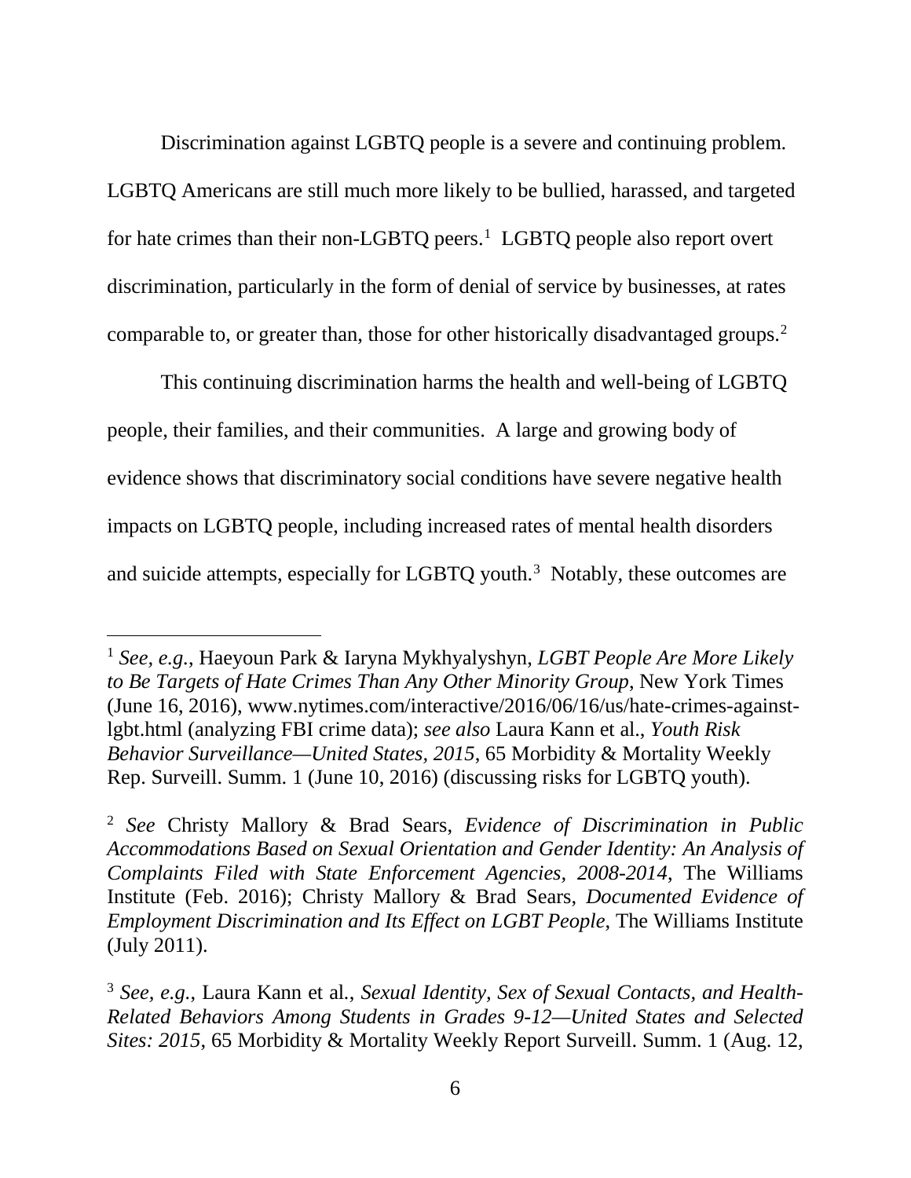Discrimination against LGBTQ people is a severe and continuing problem. LGBTQ Americans are still much more likely to be bullied, harassed, and targeted for hate crimes than their non-LGBTQ peers.[1] LGBTQ people also report overt discrimination, particularly in the form of denial of service by businesses, at rates comparable to, or greater than, those for other historically disadvantaged groups.[2]

This continuing discrimination harms the health and well-being of LGBTQ people, their families, and their communities. A large and growing body of evidence shows that discriminatory social conditions have severe negative health impacts on LGBTQ people, including increased rates of mental health disorders and suicide attempts, especially for LGBTQ youth.[3] Notably, these outcomes are

---

[1] *See, e.g.*, Haeyoun Park & Iaryna Mykhyalyshyn, *LGBT People Are More Likely to Be Targets of Hate Crimes Than Any Other Minority Group*, New York Times (June 16, 2016), www.nytimes.com/interactive/2016/06/16/us/hate-crimes-against-lgbt.html (analyzing FBI crime data); *see also* Laura Kann et al., *Youth Risk Behavior Surveillance—United States, 2015*, 65 Morbidity & Mortality Weekly Rep. Surveill. Summ. 1 (June 10, 2016) (discussing risks for LGBTQ youth).

[2] *See* Christy Mallory & Brad Sears, *Evidence of Discrimination in Public Accommodations Based on Sexual Orientation and Gender Identity: An Analysis of Complaints Filed with State Enforcement Agencies, 2008-2014*, The Williams Institute (Feb. 2016); Christy Mallory & Brad Sears, *Documented Evidence of Employment Discrimination and Its Effect on LGBT People*, The Williams Institute (July 2011).

[3] *See, e.g.*, Laura Kann et al., *Sexual Identity, Sex of Sexual Contacts, and Health-Related Behaviors Among Students in Grades 9-12—United States and Selected Sites: 2015*, 65 Morbidity & Mortality Weekly Report Surveill. Summ. 1 (Aug. 12,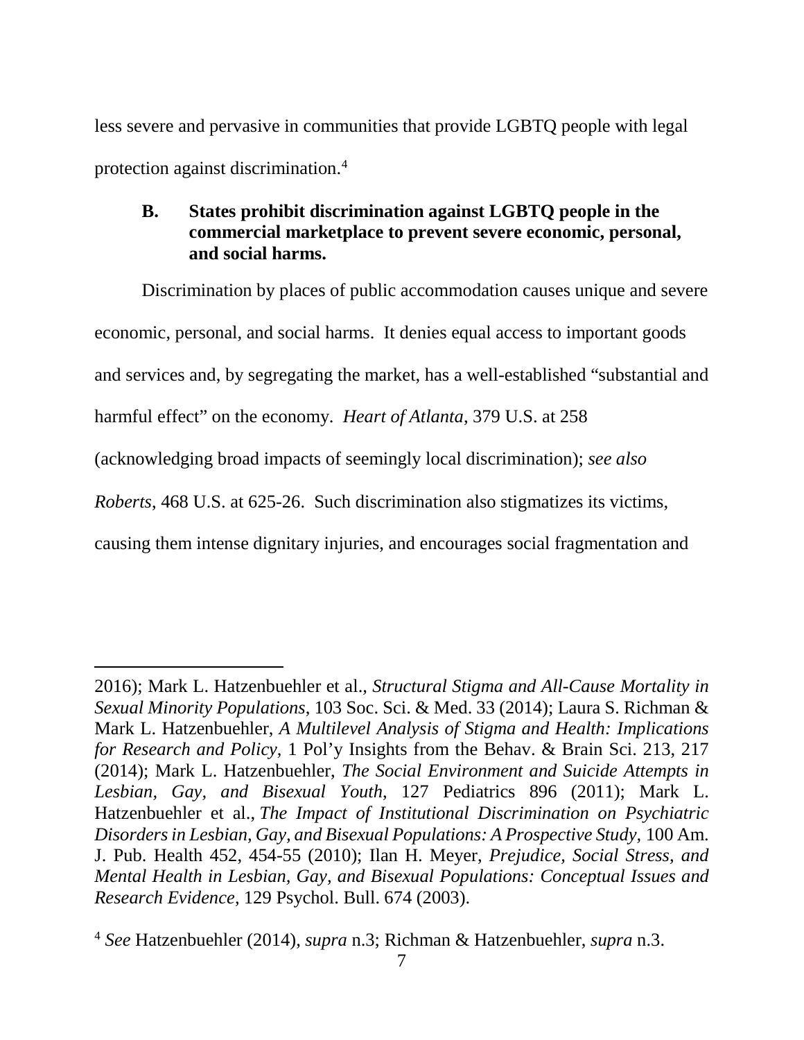less severe and pervasive in communities that provide LGBTQ people with legal protection against discrimination.[4]

### B. States prohibit discrimination against LGBTQ people in the commercial marketplace to prevent severe economic, personal, and social harms.

Discrimination by places of public accommodation causes unique and severe economic, personal, and social harms. It denies equal access to important goods and services and, by segregating the market, has a well-established "substantial and harmful effect" on the economy. *Heart of Atlanta*, 379 U.S. at 258 (acknowledging broad impacts of seemingly local discrimination); *see also Roberts*, 468 U.S. at 625-26. Such discrimination also stigmatizes its victims, causing them intense dignitary injuries, and encourages social fragmentation and

---

2016); Mark L. Hatzenbuehler et al., *Structural Stigma and All-Cause Mortality in Sexual Minority Populations*, 103 Soc. Sci. & Med. 33 (2014); Laura S. Richman & Mark L. Hatzenbuehler, *A Multilevel Analysis of Stigma and Health: Implications for Research and Policy*, 1 Pol'y Insights from the Behav. & Brain Sci. 213, 217 (2014); Mark L. Hatzenbuehler, *The Social Environment and Suicide Attempts in Lesbian, Gay, and Bisexual Youth*, 127 Pediatrics 896 (2011); Mark L. Hatzenbuehler et al., *The Impact of Institutional Discrimination on Psychiatric Disorders in Lesbian, Gay, and Bisexual Populations: A Prospective Study*, 100 Am. J. Pub. Health 452, 454-55 (2010); Ilan H. Meyer, *Prejudice, Social Stress, and Mental Health in Lesbian, Gay, and Bisexual Populations: Conceptual Issues and Research Evidence*, 129 Psychol. Bull. 674 (2003).

[4] *See* Hatzenbuehler (2014), *supra* n.3; Richman & Hatzenbuehler, *supra* n.3.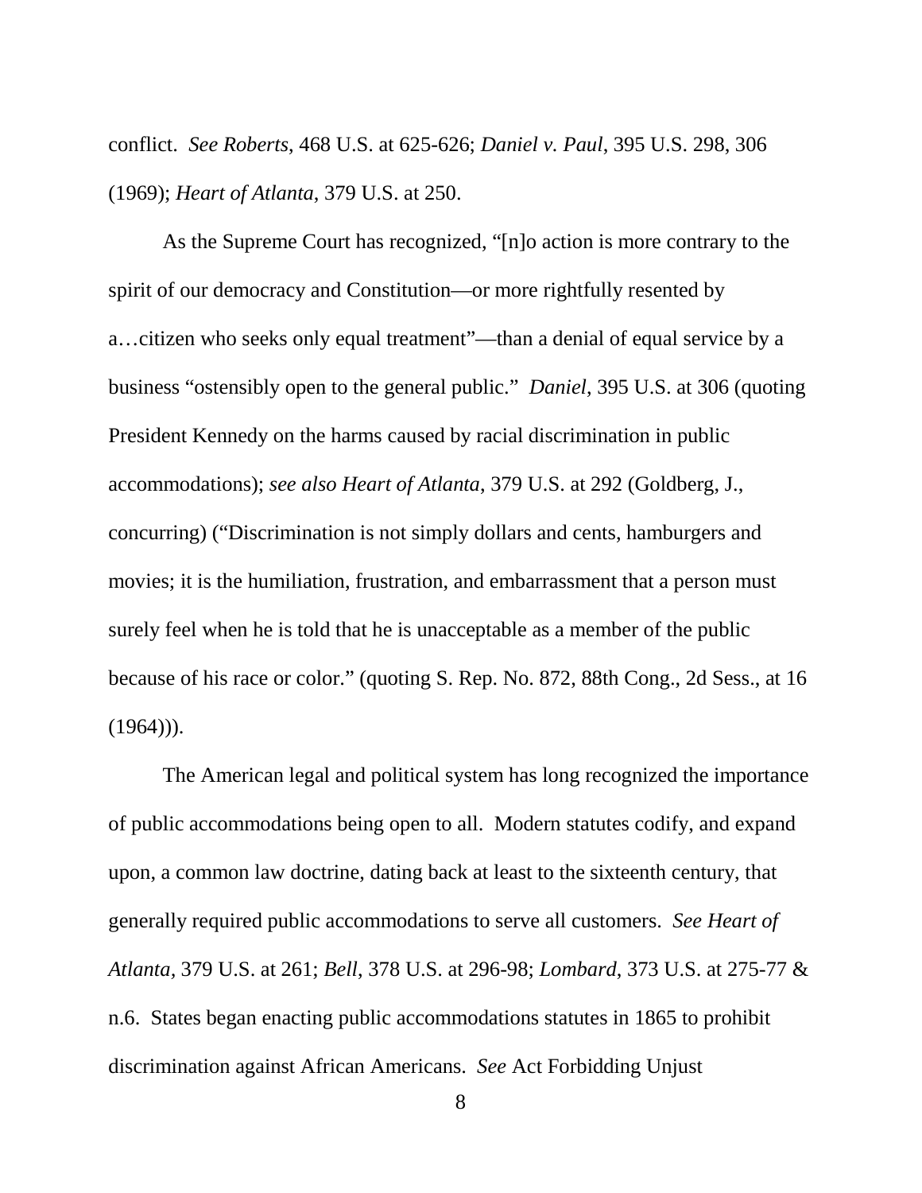conflict. *See Roberts*, 468 U.S. at 625-626; *Daniel v. Paul*, 395 U.S. 298, 306 (1969); *Heart of Atlanta*, 379 U.S. at 250.

As the Supreme Court has recognized, "[n]o action is more contrary to the spirit of our democracy and Constitution—or more rightfully resented by a…citizen who seeks only equal treatment"—than a denial of equal service by a business "ostensibly open to the general public." *Daniel*, 395 U.S. at 306 (quoting President Kennedy on the harms caused by racial discrimination in public accommodations); *see also Heart of Atlanta*, 379 U.S. at 292 (Goldberg, J., concurring) ("Discrimination is not simply dollars and cents, hamburgers and movies; it is the humiliation, frustration, and embarrassment that a person must surely feel when he is told that he is unacceptable as a member of the public because of his race or color." (quoting S. Rep. No. 872, 88th Cong., 2d Sess., at 16 (1964))).

The American legal and political system has long recognized the importance of public accommodations being open to all. Modern statutes codify, and expand upon, a common law doctrine, dating back at least to the sixteenth century, that generally required public accommodations to serve all customers. *See Heart of Atlanta*, 379 U.S. at 261; *Bell*, 378 U.S. at 296-98; *Lombard*, 373 U.S. at 275-77 & n.6. States began enacting public accommodations statutes in 1865 to prohibit discrimination against African Americans. *See* Act Forbidding Unjust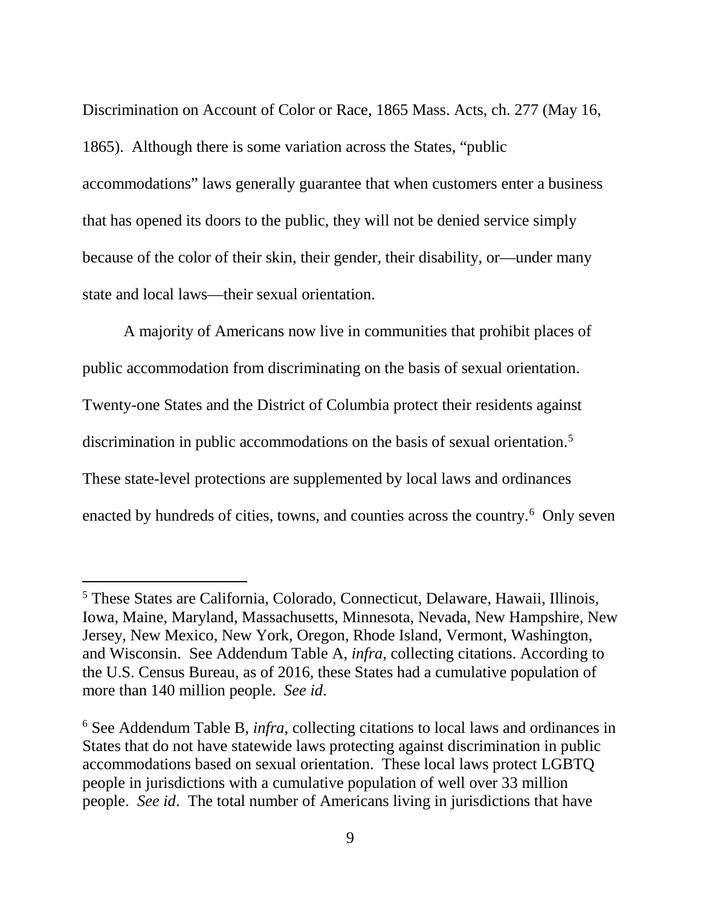Discrimination on Account of Color or Race, 1865 Mass. Acts, ch. 277 (May 16, 1865). Although there is some variation across the States, "public accommodations" laws generally guarantee that when customers enter a business that has opened its doors to the public, they will not be denied service simply because of the color of their skin, their gender, their disability, or—under many state and local laws—their sexual orientation.

A majority of Americans now live in communities that prohibit places of public accommodation from discriminating on the basis of sexual orientation. Twenty-one States and the District of Columbia protect their residents against discrimination in public accommodations on the basis of sexual orientation.[5] These state-level protections are supplemented by local laws and ordinances enacted by hundreds of cities, towns, and counties across the country.[6] Only seven

---

[5] These States are California, Colorado, Connecticut, Delaware, Hawaii, Illinois, Iowa, Maine, Maryland, Massachusetts, Minnesota, Nevada, New Hampshire, New Jersey, New Mexico, New York, Oregon, Rhode Island, Vermont, Washington, and Wisconsin. See Addendum Table A, *infra*, collecting citations. According to the U.S. Census Bureau, as of 2016, these States had a cumulative population of more than 140 million people. *See id*.

[6] See Addendum Table B, *infra*, collecting citations to local laws and ordinances in States that do not have statewide laws protecting against discrimination in public accommodations based on sexual orientation. These local laws protect LGBTQ people in jurisdictions with a cumulative population of well over 33 million people. *See id*. The total number of Americans living in jurisdictions that have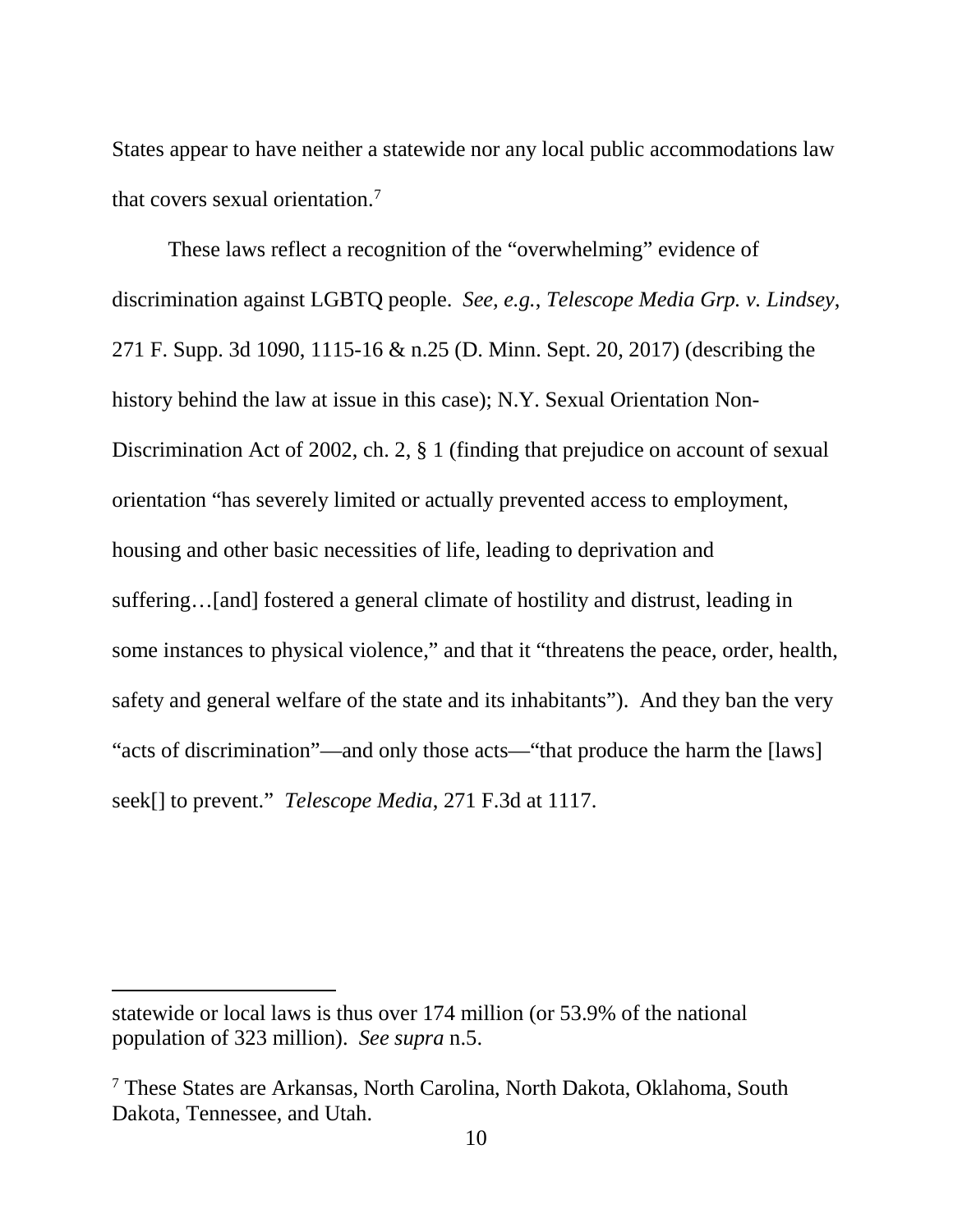States appear to have neither a statewide nor any local public accommodations law that covers sexual orientation.[7]

These laws reflect a recognition of the "overwhelming" evidence of discrimination against LGBTQ people. *See, e.g.*, *Telescope Media Grp. v. Lindsey*, 271 F. Supp. 3d 1090, 1115-16 & n.25 (D. Minn. Sept. 20, 2017) (describing the history behind the law at issue in this case); N.Y. Sexual Orientation Non-Discrimination Act of 2002, ch. 2, § 1 (finding that prejudice on account of sexual orientation "has severely limited or actually prevented access to employment, housing and other basic necessities of life, leading to deprivation and suffering…[and] fostered a general climate of hostility and distrust, leading in some instances to physical violence," and that it "threatens the peace, order, health, safety and general welfare of the state and its inhabitants"). And they ban the very "acts of discrimination"—and only those acts—"that produce the harm the [laws] seek[] to prevent." *Telescope Media*, 271 F.3d at 1117.

---

statewide or local laws is thus over 174 million (or 53.9% of the national population of 323 million). *See supra* n.5.

[7] These States are Arkansas, North Carolina, North Dakota, Oklahoma, South Dakota, Tennessee, and Utah.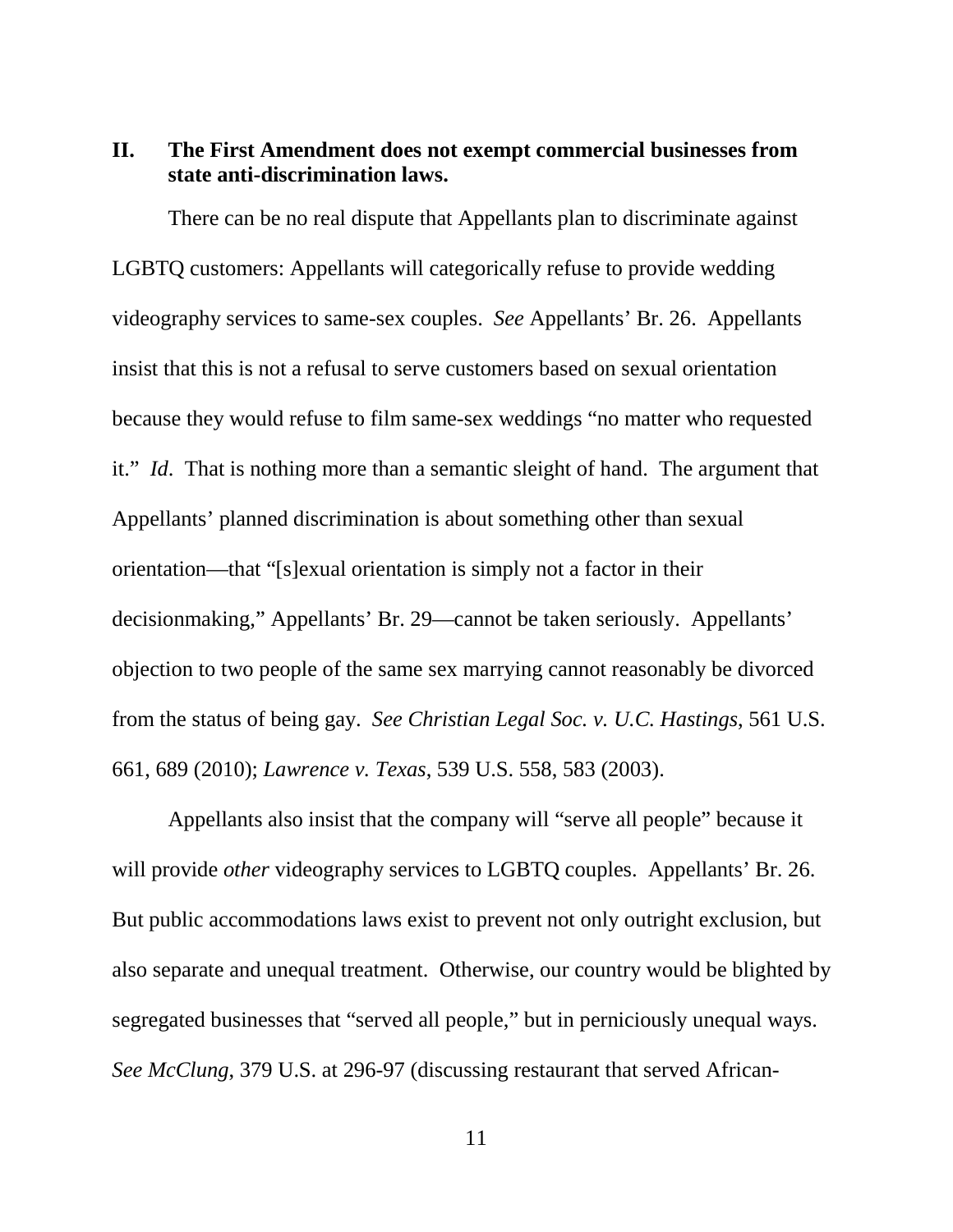## II. The First Amendment does not exempt commercial businesses from state anti-discrimination laws.

There can be no real dispute that Appellants plan to discriminate against LGBTQ customers: Appellants will categorically refuse to provide wedding videography services to same-sex couples. *See* Appellants' Br. 26. Appellants insist that this is not a refusal to serve customers based on sexual orientation because they would refuse to film same-sex weddings "no matter who requested it." *Id*. That is nothing more than a semantic sleight of hand. The argument that Appellants' planned discrimination is about something other than sexual orientation—that "[s]exual orientation is simply not a factor in their decisionmaking," Appellants' Br. 29—cannot be taken seriously. Appellants' objection to two people of the same sex marrying cannot reasonably be divorced from the status of being gay. *See Christian Legal Soc. v. U.C. Hastings*, 561 U.S. 661, 689 (2010); *Lawrence v. Texas*, 539 U.S. 558, 583 (2003).

Appellants also insist that the company will "serve all people" because it will provide *other* videography services to LGBTQ couples. Appellants' Br. 26. But public accommodations laws exist to prevent not only outright exclusion, but also separate and unequal treatment. Otherwise, our country would be blighted by segregated businesses that "served all people," but in perniciously unequal ways. *See McClung*, 379 U.S. at 296-97 (discussing restaurant that served African-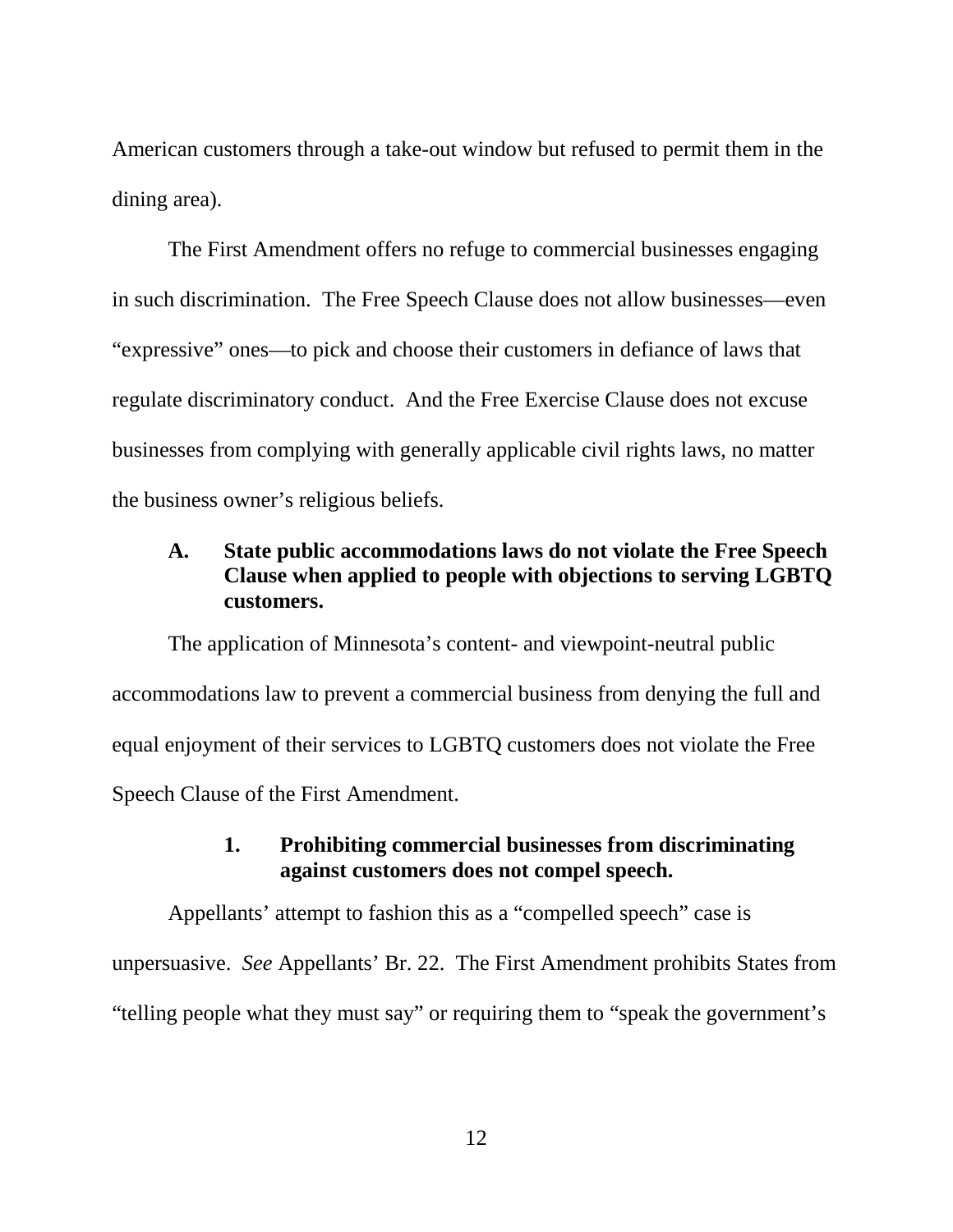American customers through a take-out window but refused to permit them in the dining area).

The First Amendment offers no refuge to commercial businesses engaging in such discrimination. The Free Speech Clause does not allow businesses—even "expressive" ones—to pick and choose their customers in defiance of laws that regulate discriminatory conduct. And the Free Exercise Clause does not excuse businesses from complying with generally applicable civil rights laws, no matter the business owner's religious beliefs.

### A. State public accommodations laws do not violate the Free Speech Clause when applied to people with objections to serving LGBTQ customers.

The application of Minnesota's content- and viewpoint-neutral public accommodations law to prevent a commercial business from denying the full and equal enjoyment of their services to LGBTQ customers does not violate the Free Speech Clause of the First Amendment.

#### 1. Prohibiting commercial businesses from discriminating against customers does not compel speech.

Appellants' attempt to fashion this as a "compelled speech" case is unpersuasive. *See* Appellants' Br. 22. The First Amendment prohibits States from "telling people what they must say" or requiring them to "speak the government's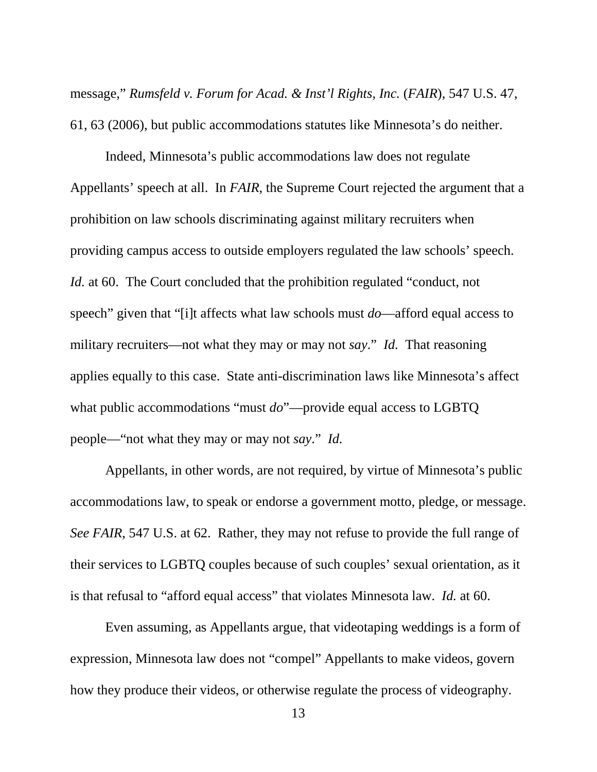message," *Rumsfeld v. Forum for Acad. & Inst'l Rights, Inc.* (*FAIR*), 547 U.S. 47, 61, 63 (2006), but public accommodations statutes like Minnesota's do neither.

Indeed, Minnesota's public accommodations law does not regulate Appellants' speech at all. In *FAIR*, the Supreme Court rejected the argument that a prohibition on law schools discriminating against military recruiters when providing campus access to outside employers regulated the law schools' speech. *Id.* at 60. The Court concluded that the prohibition regulated "conduct, not speech" given that "[i]t affects what law schools must *do*—afford equal access to military recruiters—not what they may or may not *say*." *Id.* That reasoning applies equally to this case. State anti-discrimination laws like Minnesota's affect what public accommodations "must *do*"—provide equal access to LGBTQ people—"not what they may or may not *say*." *Id.*

Appellants, in other words, are not required, by virtue of Minnesota's public accommodations law, to speak or endorse a government motto, pledge, or message. *See FAIR*, 547 U.S. at 62. Rather, they may not refuse to provide the full range of their services to LGBTQ couples because of such couples' sexual orientation, as it is that refusal to "afford equal access" that violates Minnesota law. *Id.* at 60.

Even assuming, as Appellants argue, that videotaping weddings is a form of expression, Minnesota law does not "compel" Appellants to make videos, govern how they produce their videos, or otherwise regulate the process of videography.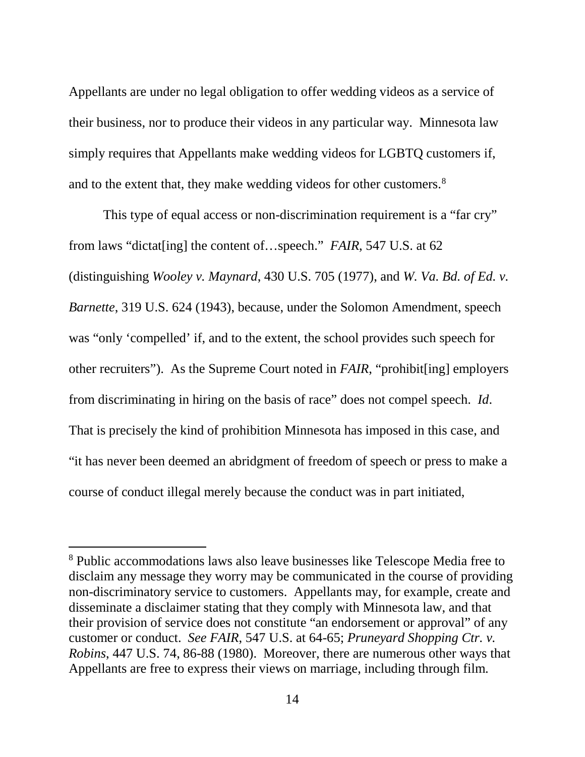Appellants are under no legal obligation to offer wedding videos as a service of their business, nor to produce their videos in any particular way. Minnesota law simply requires that Appellants make wedding videos for LGBTQ customers if, and to the extent that, they make wedding videos for other customers.[8]

This type of equal access or non-discrimination requirement is a "far cry" from laws "dictat[ing] the content of…speech." *FAIR*, 547 U.S. at 62 (distinguishing *Wooley v. Maynard*, 430 U.S. 705 (1977), and *W. Va. Bd. of Ed. v. Barnette*, 319 U.S. 624 (1943), because, under the Solomon Amendment, speech was "only 'compelled' if, and to the extent, the school provides such speech for other recruiters"). As the Supreme Court noted in *FAIR*, "prohibit[ing] employers from discriminating in hiring on the basis of race" does not compel speech. *Id*. That is precisely the kind of prohibition Minnesota has imposed in this case, and "it has never been deemed an abridgment of freedom of speech or press to make a course of conduct illegal merely because the conduct was in part initiated,

---

[8] Public accommodations laws also leave businesses like Telescope Media free to disclaim any message they worry may be communicated in the course of providing non-discriminatory service to customers. Appellants may, for example, create and disseminate a disclaimer stating that they comply with Minnesota law, and that their provision of service does not constitute "an endorsement or approval" of any customer or conduct. *See FAIR*, 547 U.S. at 64-65; *Pruneyard Shopping Ctr. v. Robins*, 447 U.S. 74, 86-88 (1980). Moreover, there are numerous other ways that Appellants are free to express their views on marriage, including through film.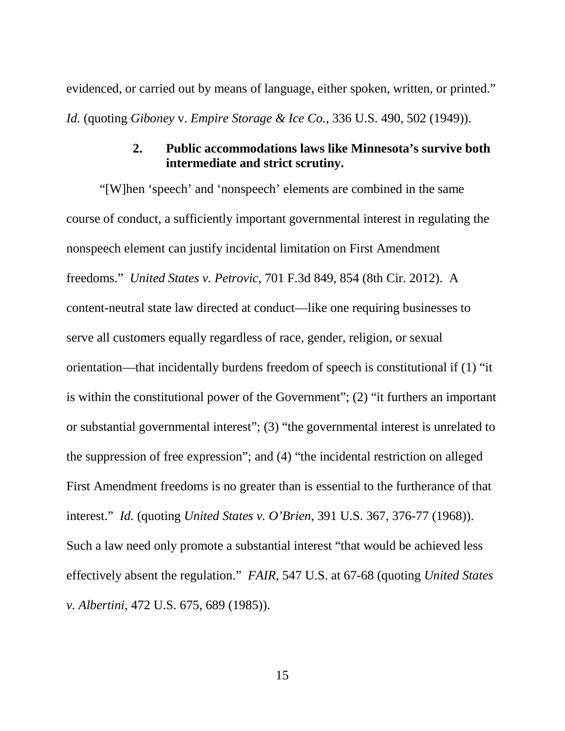evidenced, or carried out by means of language, either spoken, written, or printed." *Id.* (quoting *Giboney* v. *Empire Storage & Ice Co.*, 336 U.S. 490, 502 (1949)).

### 2. Public accommodations laws like Minnesota's survive both intermediate and strict scrutiny.

"[W]hen 'speech' and 'nonspeech' elements are combined in the same course of conduct, a sufficiently important governmental interest in regulating the nonspeech element can justify incidental limitation on First Amendment freedoms." *United States v. Petrovic*, 701 F.3d 849, 854 (8th Cir. 2012). A content-neutral state law directed at conduct—like one requiring businesses to serve all customers equally regardless of race, gender, religion, or sexual orientation—that incidentally burdens freedom of speech is constitutional if (1) "it is within the constitutional power of the Government"; (2) "it furthers an important or substantial governmental interest"; (3) "the governmental interest is unrelated to the suppression of free expression"; and (4) "the incidental restriction on alleged First Amendment freedoms is no greater than is essential to the furtherance of that interest." *Id.* (quoting *United States v. O'Brien*, 391 U.S. 367, 376-77 (1968)). Such a law need only promote a substantial interest "that would be achieved less effectively absent the regulation." *FAIR*, 547 U.S. at 67-68 (quoting *United States v. Albertini*, 472 U.S. 675, 689 (1985)).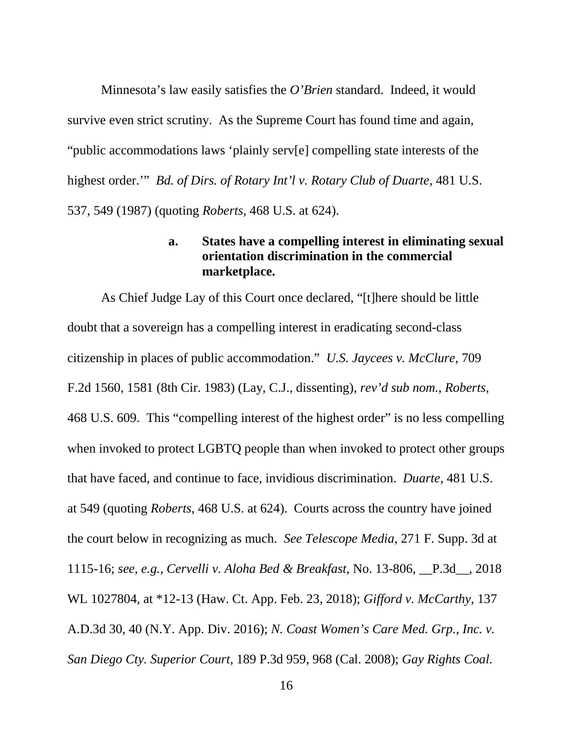Minnesota's law easily satisfies the *O'Brien* standard. Indeed, it would survive even strict scrutiny. As the Supreme Court has found time and again, "public accommodations laws 'plainly serv[e] compelling state interests of the highest order.'" *Bd. of Dirs. of Rotary Int'l v. Rotary Club of Duarte*, 481 U.S. 537, 549 (1987) (quoting *Roberts*, 468 U.S. at 624).

#### a. States have a compelling interest in eliminating sexual orientation discrimination in the commercial marketplace.

As Chief Judge Lay of this Court once declared, "[t]here should be little doubt that a sovereign has a compelling interest in eradicating second-class citizenship in places of public accommodation." *U.S. Jaycees v. McClure*, 709 F.2d 1560, 1581 (8th Cir. 1983) (Lay, C.J., dissenting), *rev'd sub nom.*, *Roberts*, 468 U.S. 609. This "compelling interest of the highest order" is no less compelling when invoked to protect LGBTQ people than when invoked to protect other groups that have faced, and continue to face, invidious discrimination. *Duarte*, 481 U.S. at 549 (quoting *Roberts*, 468 U.S. at 624). Courts across the country have joined the court below in recognizing as much. *See Telescope Media*, 271 F. Supp. 3d at 1115-16; *see, e.g.*, *Cervelli v. Aloha Bed & Breakfast*, No. 13-806, \_\_P.3d\_\_, 2018 WL 1027804, at *12-13 (Haw. Ct. App. Feb. 23, 2018); *Gifford v. McCarthy*, 137 A.D.3d 30, 40 (N.Y. App. Div. 2016); *N. Coast Women's Care Med. Grp., Inc. v. San Diego Cty. Superior Court*, 189 P.3d 959, 968 (Cal. 2008); *Gay Rights Coal.*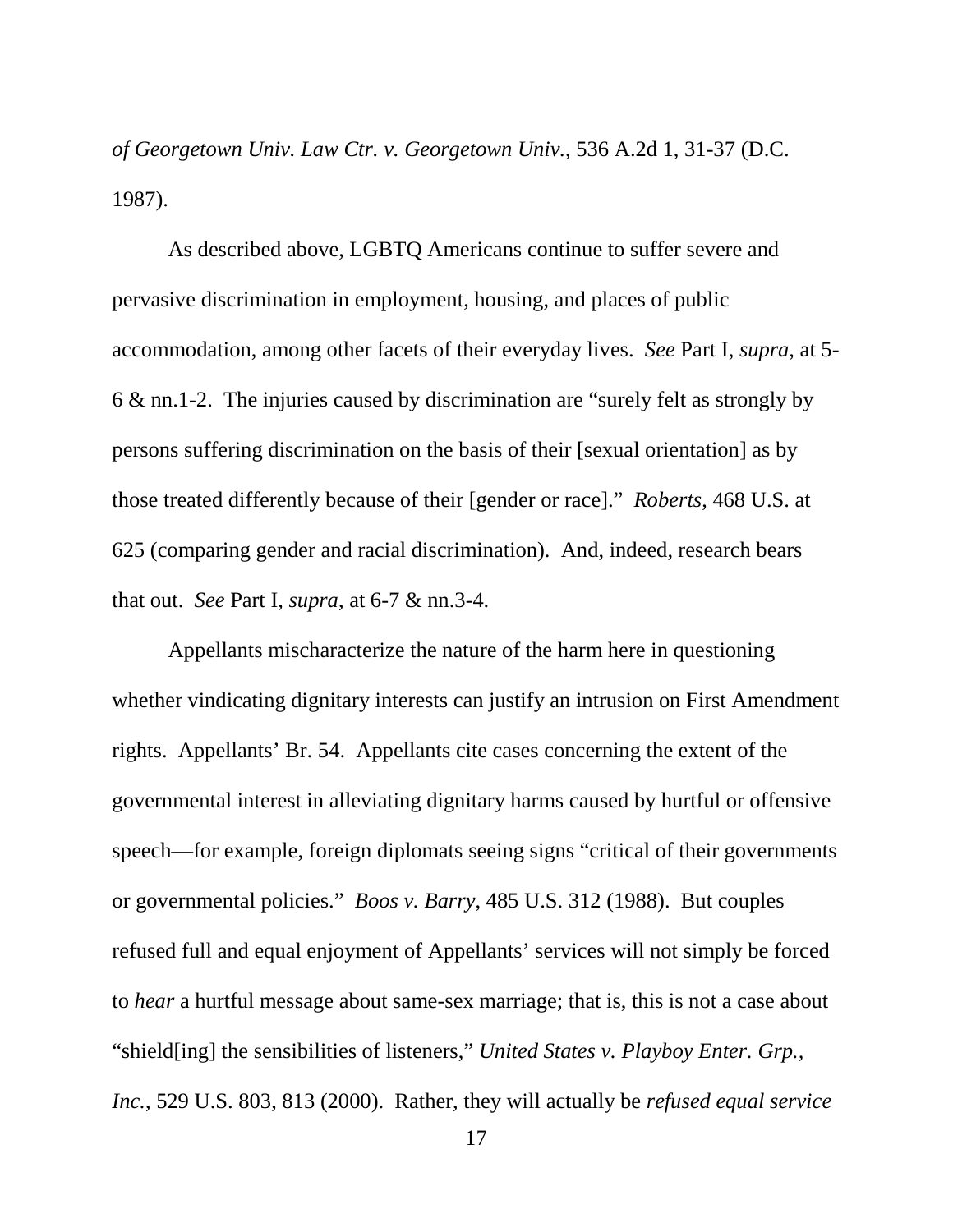*of Georgetown Univ. Law Ctr. v. Georgetown Univ.*, 536 A.2d 1, 31-37 (D.C. 1987).

As described above, LGBTQ Americans continue to suffer severe and pervasive discrimination in employment, housing, and places of public accommodation, among other facets of their everyday lives. *See* Part I, *supra*, at 5-6 & nn.1-2. The injuries caused by discrimination are "surely felt as strongly by persons suffering discrimination on the basis of their [sexual orientation] as by those treated differently because of their [gender or race]." *Roberts*, 468 U.S. at 625 (comparing gender and racial discrimination). And, indeed, research bears that out. *See* Part I, *supra*, at 6-7 & nn.3-4.

Appellants mischaracterize the nature of the harm here in questioning whether vindicating dignitary interests can justify an intrusion on First Amendment rights. Appellants' Br. 54. Appellants cite cases concerning the extent of the governmental interest in alleviating dignitary harms caused by hurtful or offensive speech—for example, foreign diplomats seeing signs "critical of their governments or governmental policies." *Boos v. Barry*, 485 U.S. 312 (1988). But couples refused full and equal enjoyment of Appellants' services will not simply be forced to *hear* a hurtful message about same-sex marriage; that is, this is not a case about "shield[ing] the sensibilities of listeners," *United States v. Playboy Enter. Grp., Inc.*, 529 U.S. 803, 813 (2000). Rather, they will actually be *refused equal service*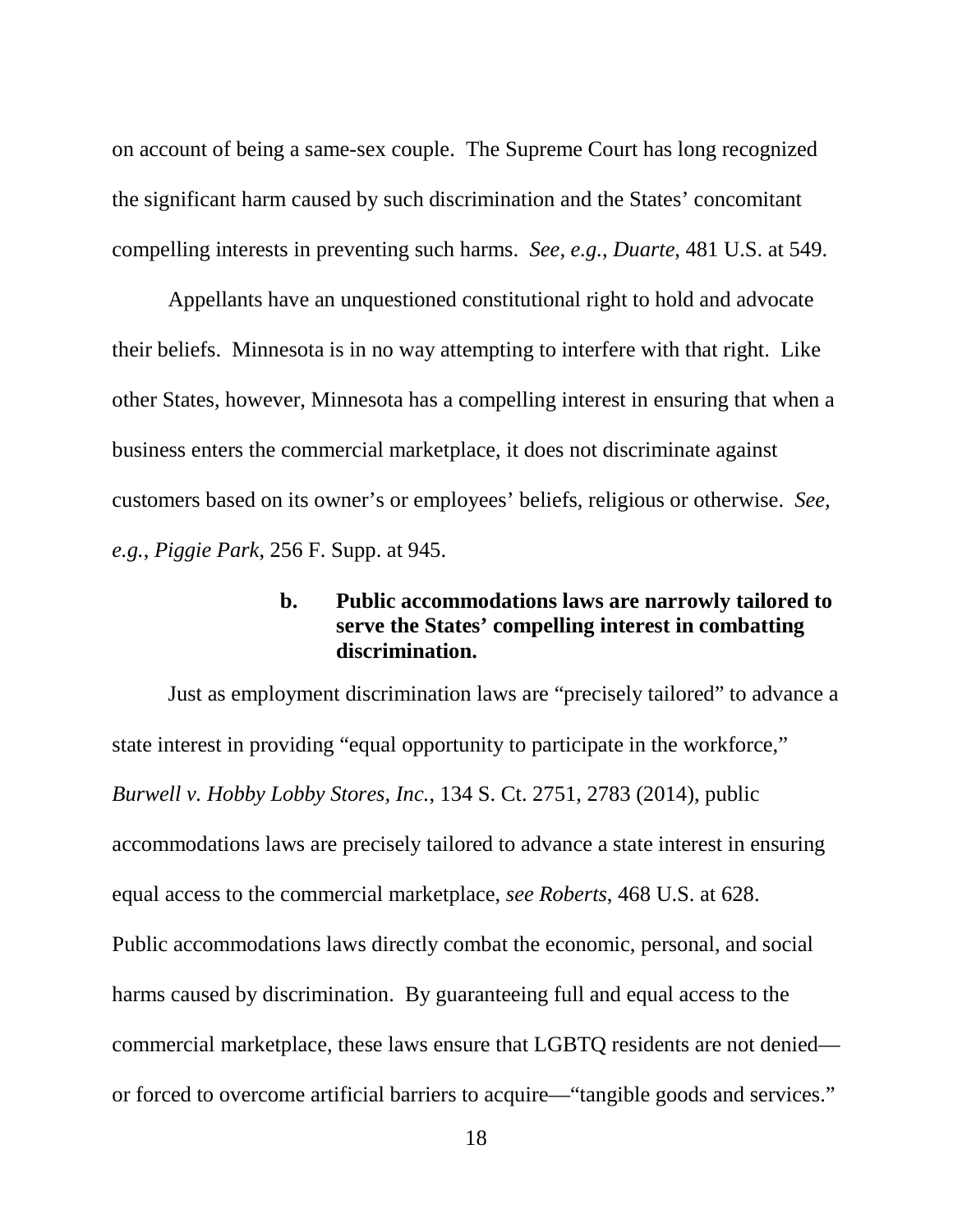on account of being a same-sex couple. The Supreme Court has long recognized the significant harm caused by such discrimination and the States' concomitant compelling interests in preventing such harms. *See, e.g.*, *Duarte*, 481 U.S. at 549.

Appellants have an unquestioned constitutional right to hold and advocate their beliefs. Minnesota is in no way attempting to interfere with that right. Like other States, however, Minnesota has a compelling interest in ensuring that when a business enters the commercial marketplace, it does not discriminate against customers based on its owner's or employees' beliefs, religious or otherwise. *See, e.g.*, *Piggie Park*, 256 F. Supp. at 945.

#### b. Public accommodations laws are narrowly tailored to serve the States' compelling interest in combatting discrimination.

Just as employment discrimination laws are "precisely tailored" to advance a state interest in providing "equal opportunity to participate in the workforce," *Burwell v. Hobby Lobby Stores, Inc.*, 134 S. Ct. 2751, 2783 (2014), public accommodations laws are precisely tailored to advance a state interest in ensuring equal access to the commercial marketplace, *see Roberts*, 468 U.S. at 628. Public accommodations laws directly combat the economic, personal, and social harms caused by discrimination. By guaranteeing full and equal access to the commercial marketplace, these laws ensure that LGBTQ residents are not denied—or forced to overcome artificial barriers to acquire—"tangible goods and services."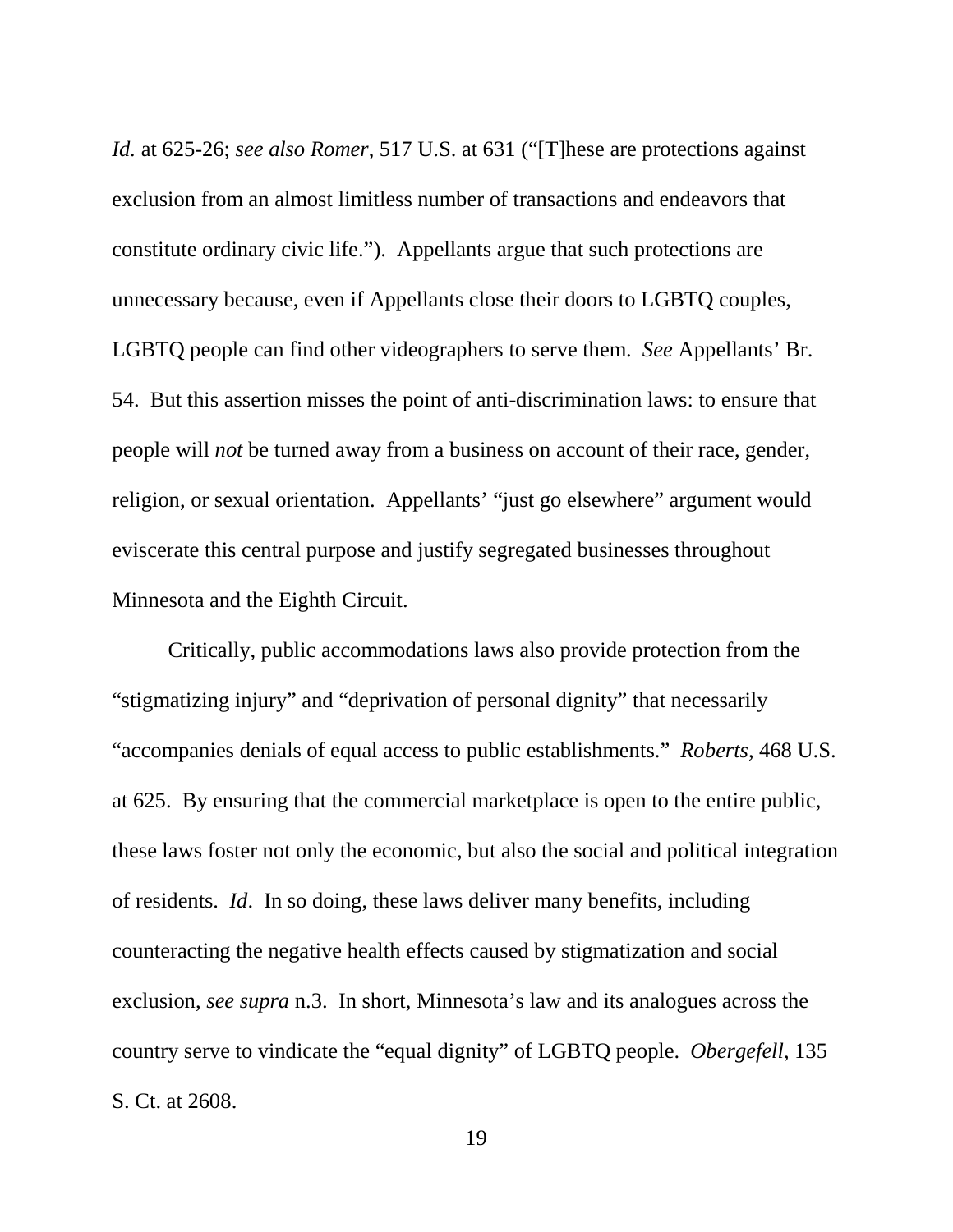*Id.* at 625-26; *see also Romer*, 517 U.S. at 631 ("[T]hese are protections against exclusion from an almost limitless number of transactions and endeavors that constitute ordinary civic life."). Appellants argue that such protections are unnecessary because, even if Appellants close their doors to LGBTQ couples, LGBTQ people can find other videographers to serve them. *See* Appellants' Br. 54. But this assertion misses the point of anti-discrimination laws: to ensure that people will *not* be turned away from a business on account of their race, gender, religion, or sexual orientation. Appellants' "just go elsewhere" argument would eviscerate this central purpose and justify segregated businesses throughout Minnesota and the Eighth Circuit.

Critically, public accommodations laws also provide protection from the "stigmatizing injury" and "deprivation of personal dignity" that necessarily "accompanies denials of equal access to public establishments." *Roberts*, 468 U.S. at 625. By ensuring that the commercial marketplace is open to the entire public, these laws foster not only the economic, but also the social and political integration of residents. *Id*. In so doing, these laws deliver many benefits, including counteracting the negative health effects caused by stigmatization and social exclusion, *see supra* n.3. In short, Minnesota's law and its analogues across the country serve to vindicate the "equal dignity" of LGBTQ people. *Obergefell*, 135 S. Ct. at 2608.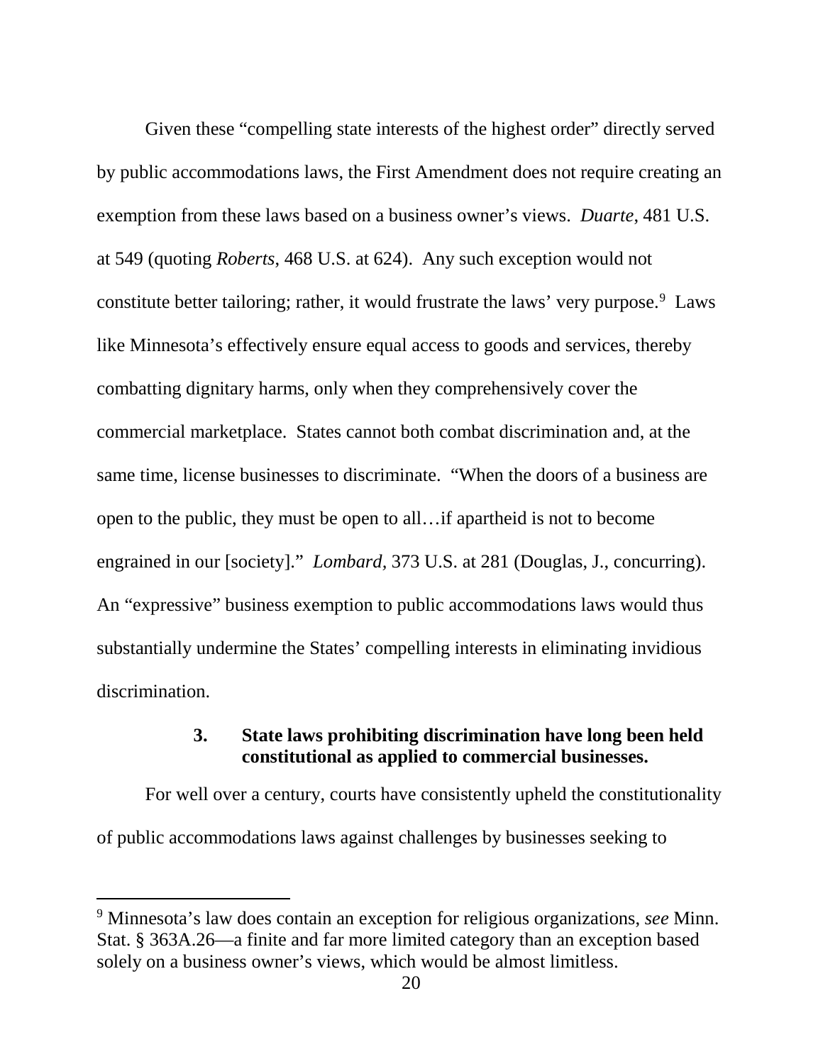Given these "compelling state interests of the highest order" directly served by public accommodations laws, the First Amendment does not require creating an exemption from these laws based on a business owner's views. *Duarte*, 481 U.S. at 549 (quoting *Roberts*, 468 U.S. at 624). Any such exception would not constitute better tailoring; rather, it would frustrate the laws' very purpose.[9] Laws like Minnesota's effectively ensure equal access to goods and services, thereby combatting dignitary harms, only when they comprehensively cover the commercial marketplace. States cannot both combat discrimination and, at the same time, license businesses to discriminate. "When the doors of a business are open to the public, they must be open to all…if apartheid is not to become engrained in our [society]." *Lombard*, 373 U.S. at 281 (Douglas, J., concurring). An "expressive" business exemption to public accommodations laws would thus substantially undermine the States' compelling interests in eliminating invidious discrimination.

### 3. State laws prohibiting discrimination have long been held constitutional as applied to commercial businesses.

For well over a century, courts have consistently upheld the constitutionality of public accommodations laws against challenges by businesses seeking to

---

[9] Minnesota's law does contain an exception for religious organizations, *see* Minn. Stat. § 363A.26—a finite and far more limited category than an exception based solely on a business owner's views, which would be almost limitless.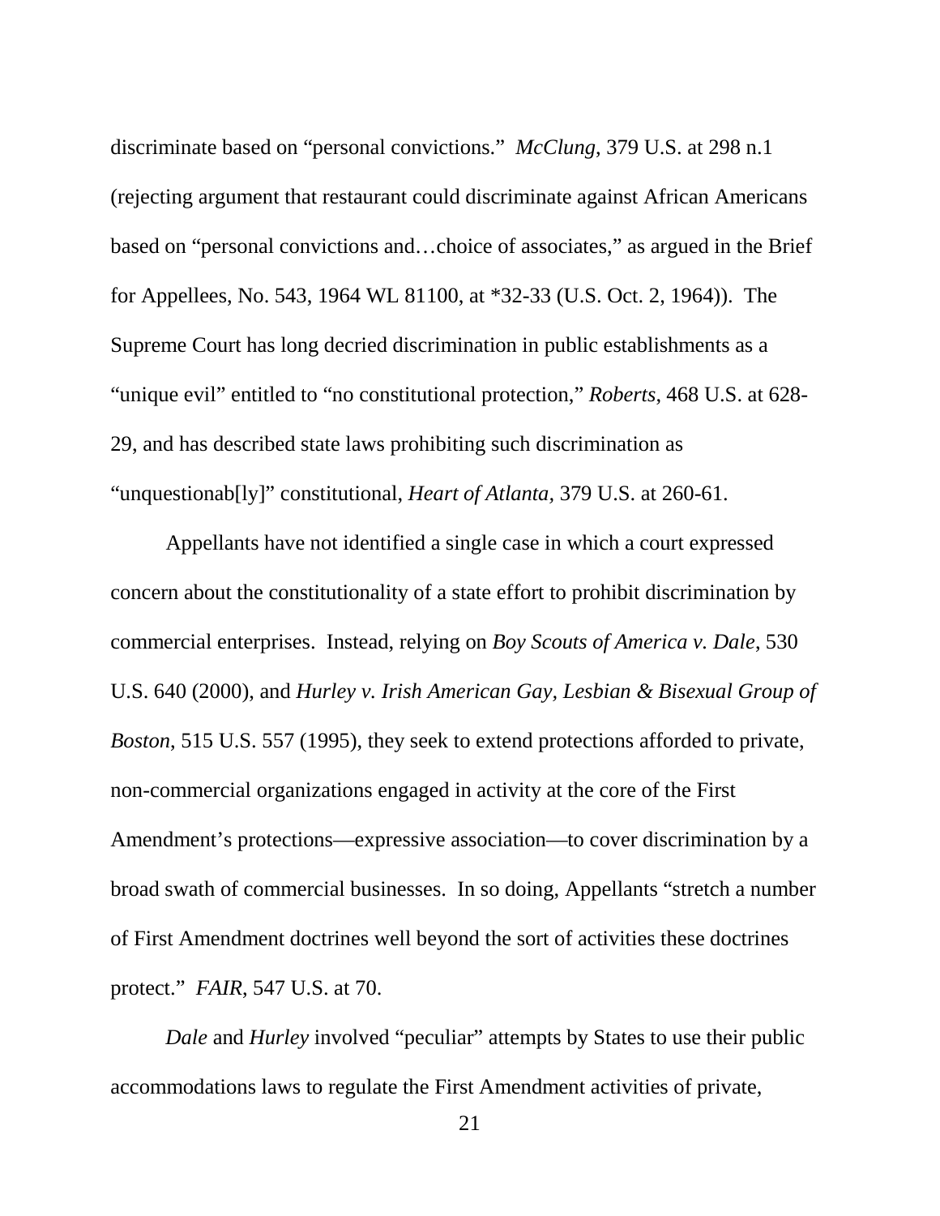discriminate based on "personal convictions." *McClung*, 379 U.S. at 298 n.1 (rejecting argument that restaurant could discriminate against African Americans based on "personal convictions and…choice of associates," as argued in the Brief for Appellees, No. 543, 1964 WL 81100, at *32-33 (U.S. Oct. 2, 1964)). The Supreme Court has long decried discrimination in public establishments as a "unique evil" entitled to "no constitutional protection," *Roberts*, 468 U.S. at 628-29, and has described state laws prohibiting such discrimination as "unquestionab[ly]" constitutional, *Heart of Atlanta*, 379 U.S. at 260-61.

Appellants have not identified a single case in which a court expressed concern about the constitutionality of a state effort to prohibit discrimination by commercial enterprises. Instead, relying on *Boy Scouts of America v. Dale*, 530 U.S. 640 (2000), and *Hurley v. Irish American Gay, Lesbian & Bisexual Group of Boston*, 515 U.S. 557 (1995), they seek to extend protections afforded to private, non-commercial organizations engaged in activity at the core of the First Amendment's protections—expressive association—to cover discrimination by a broad swath of commercial businesses. In so doing, Appellants "stretch a number of First Amendment doctrines well beyond the sort of activities these doctrines protect." *FAIR*, 547 U.S. at 70.

*Dale* and *Hurley* involved "peculiar" attempts by States to use their public accommodations laws to regulate the First Amendment activities of private,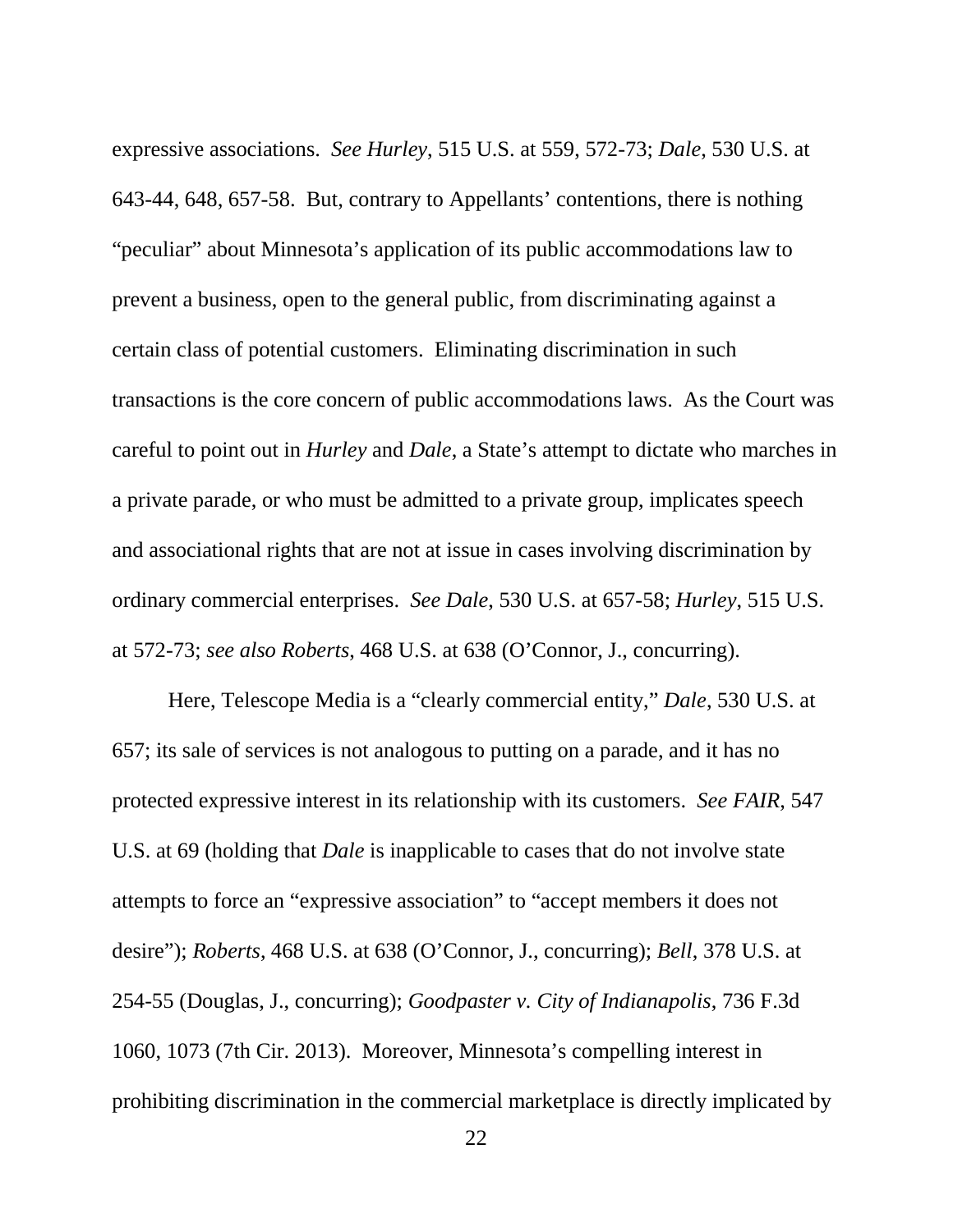expressive associations. *See Hurley*, 515 U.S. at 559, 572-73; *Dale*, 530 U.S. at 643-44, 648, 657-58. But, contrary to Appellants' contentions, there is nothing "peculiar" about Minnesota's application of its public accommodations law to prevent a business, open to the general public, from discriminating against a certain class of potential customers. Eliminating discrimination in such transactions is the core concern of public accommodations laws. As the Court was careful to point out in *Hurley* and *Dale*, a State's attempt to dictate who marches in a private parade, or who must be admitted to a private group, implicates speech and associational rights that are not at issue in cases involving discrimination by ordinary commercial enterprises. *See Dale*, 530 U.S. at 657-58; *Hurley*, 515 U.S. at 572-73; *see also Roberts*, 468 U.S. at 638 (O'Connor, J., concurring).

Here, Telescope Media is a "clearly commercial entity," *Dale*, 530 U.S. at 657; its sale of services is not analogous to putting on a parade, and it has no protected expressive interest in its relationship with its customers. *See FAIR*, 547 U.S. at 69 (holding that *Dale* is inapplicable to cases that do not involve state attempts to force an "expressive association" to "accept members it does not desire"); *Roberts*, 468 U.S. at 638 (O'Connor, J., concurring); *Bell*, 378 U.S. at 254-55 (Douglas, J., concurring); *Goodpaster v. City of Indianapolis*, 736 F.3d 1060, 1073 (7th Cir. 2013). Moreover, Minnesota's compelling interest in prohibiting discrimination in the commercial marketplace is directly implicated by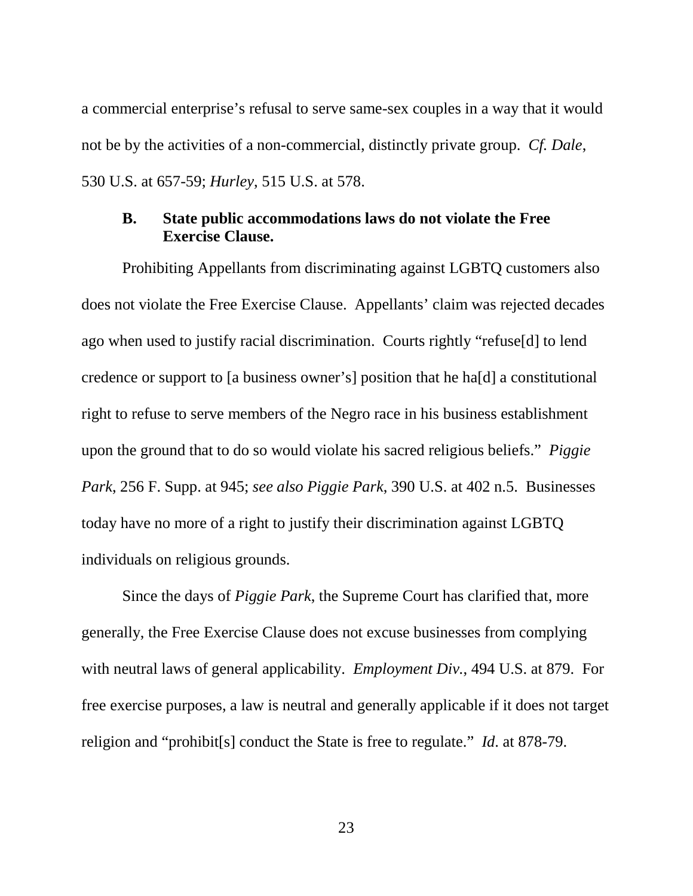a commercial enterprise's refusal to serve same-sex couples in a way that it would not be by the activities of a non-commercial, distinctly private group. *Cf. Dale*, 530 U.S. at 657-59; *Hurley*, 515 U.S. at 578.

### B. State public accommodations laws do not violate the Free Exercise Clause.

Prohibiting Appellants from discriminating against LGBTQ customers also does not violate the Free Exercise Clause. Appellants' claim was rejected decades ago when used to justify racial discrimination. Courts rightly "refuse[d] to lend credence or support to [a business owner's] position that he ha[d] a constitutional right to refuse to serve members of the Negro race in his business establishment upon the ground that to do so would violate his sacred religious beliefs." *Piggie Park*, 256 F. Supp. at 945; *see also Piggie Park*, 390 U.S. at 402 n.5. Businesses today have no more of a right to justify their discrimination against LGBTQ individuals on religious grounds.

Since the days of *Piggie Park*, the Supreme Court has clarified that, more generally, the Free Exercise Clause does not excuse businesses from complying with neutral laws of general applicability. *Employment Div.*, 494 U.S. at 879. For free exercise purposes, a law is neutral and generally applicable if it does not target religion and "prohibit[s] conduct the State is free to regulate." *Id.* at 878-79.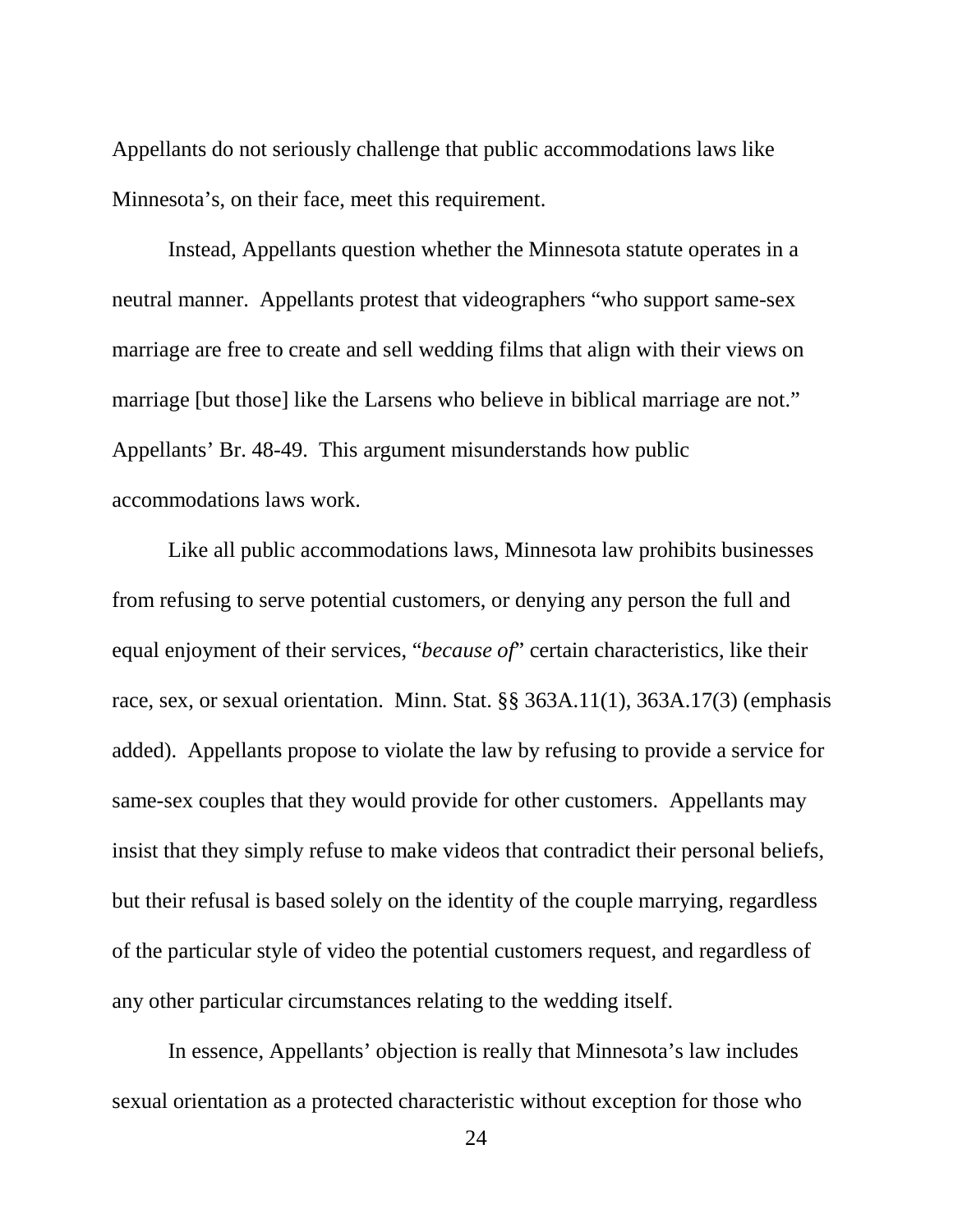Appellants do not seriously challenge that public accommodations laws like Minnesota's, on their face, meet this requirement.

Instead, Appellants question whether the Minnesota statute operates in a neutral manner. Appellants protest that videographers "who support same-sex marriage are free to create and sell wedding films that align with their views on marriage [but those] like the Larsens who believe in biblical marriage are not." Appellants' Br. 48-49. This argument misunderstands how public accommodations laws work.

Like all public accommodations laws, Minnesota law prohibits businesses from refusing to serve potential customers, or denying any person the full and equal enjoyment of their services, "*because of*" certain characteristics, like their race, sex, or sexual orientation. Minn. Stat. §§ 363A.11(1), 363A.17(3) (emphasis added). Appellants propose to violate the law by refusing to provide a service for same-sex couples that they would provide for other customers. Appellants may insist that they simply refuse to make videos that contradict their personal beliefs, but their refusal is based solely on the identity of the couple marrying, regardless of the particular style of video the potential customers request, and regardless of any other particular circumstances relating to the wedding itself.

In essence, Appellants' objection is really that Minnesota's law includes sexual orientation as a protected characteristic without exception for those who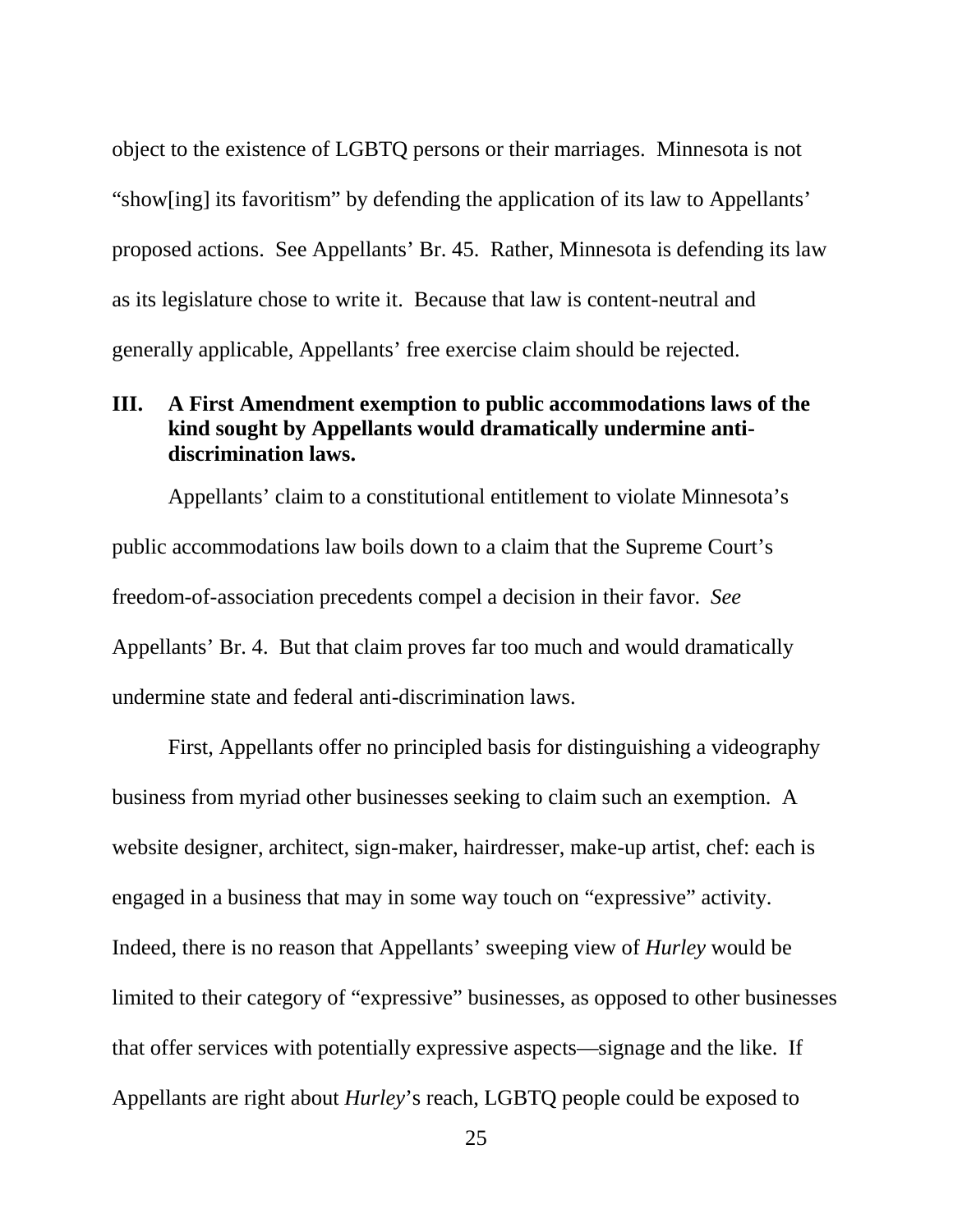object to the existence of LGBTQ persons or their marriages. Minnesota is not "show[ing] its favoritism" by defending the application of its law to Appellants' proposed actions. See Appellants' Br. 45. Rather, Minnesota is defending its law as its legislature chose to write it. Because that law is content-neutral and generally applicable, Appellants' free exercise claim should be rejected.

## III. A First Amendment exemption to public accommodations laws of the kind sought by Appellants would dramatically undermine anti-discrimination laws.

Appellants' claim to a constitutional entitlement to violate Minnesota's public accommodations law boils down to a claim that the Supreme Court's freedom-of-association precedents compel a decision in their favor. *See* Appellants' Br. 4. But that claim proves far too much and would dramatically undermine state and federal anti-discrimination laws.

First, Appellants offer no principled basis for distinguishing a videography business from myriad other businesses seeking to claim such an exemption. A website designer, architect, sign-maker, hairdresser, make-up artist, chef: each is engaged in a business that may in some way touch on "expressive" activity. Indeed, there is no reason that Appellants' sweeping view of *Hurley* would be limited to their category of "expressive" businesses, as opposed to other businesses that offer services with potentially expressive aspects—signage and the like. If Appellants are right about *Hurley*'s reach, LGBTQ people could be exposed to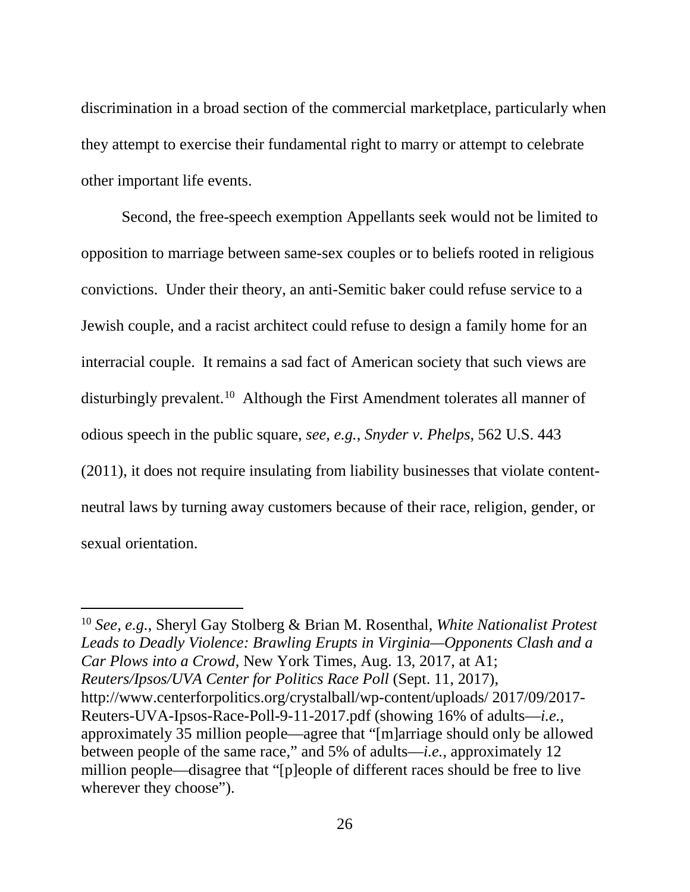discrimination in a broad section of the commercial marketplace, particularly when they attempt to exercise their fundamental right to marry or attempt to celebrate other important life events.

Second, the free-speech exemption Appellants seek would not be limited to opposition to marriage between same-sex couples or to beliefs rooted in religious convictions. Under their theory, an anti-Semitic baker could refuse service to a Jewish couple, and a racist architect could refuse to design a family home for an interracial couple. It remains a sad fact of American society that such views are disturbingly prevalent.[10] Although the First Amendment tolerates all manner of odious speech in the public square, *see, e.g.*, *Snyder v. Phelps*, 562 U.S. 443 (2011), it does not require insulating from liability businesses that violate content-neutral laws by turning away customers because of their race, religion, gender, or sexual orientation.

---

[10] *See, e.g.*, Sheryl Gay Stolberg & Brian M. Rosenthal, *White Nationalist Protest Leads to Deadly Violence: Brawling Erupts in Virginia—Opponents Clash and a Car Plows into a Crowd*, New York Times, Aug. 13, 2017, at A1; *Reuters/Ipsos/UVA Center for Politics Race Poll* (Sept. 11, 2017), http://www.centerforpolitics.org/crystalball/wp-content/uploads/ 2017/09/2017-Reuters-UVA-Ipsos-Race-Poll-9-11-2017.pdf (showing 16% of adults—*i.e.*, approximately 35 million people—agree that "[m]arriage should only be allowed between people of the same race," and 5% of adults—*i.e.*, approximately 12 million people—disagree that "[p]eople of different races should be free to live wherever they choose").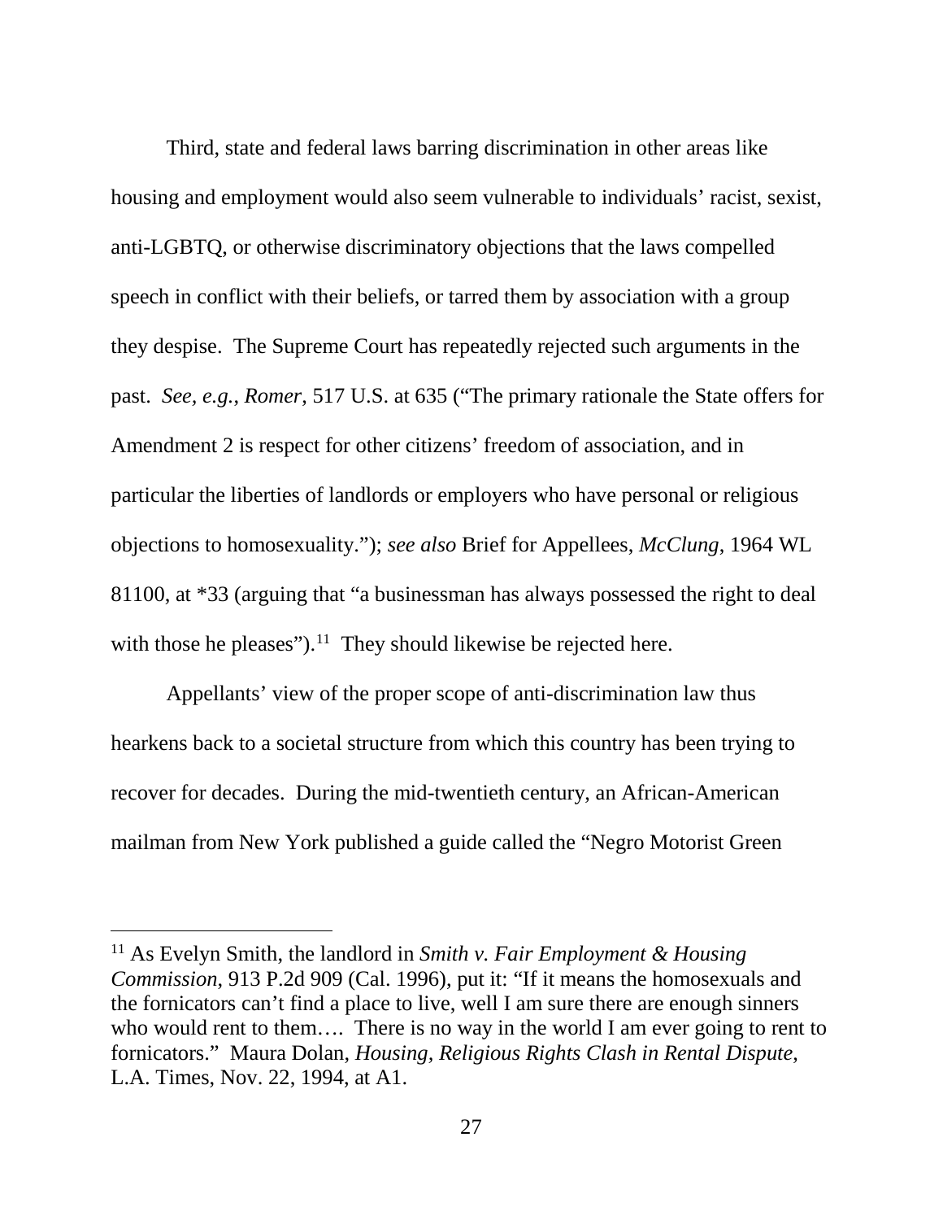Third, state and federal laws barring discrimination in other areas like housing and employment would also seem vulnerable to individuals' racist, sexist, anti-LGBTQ, or otherwise discriminatory objections that the laws compelled speech in conflict with their beliefs, or tarred them by association with a group they despise. The Supreme Court has repeatedly rejected such arguments in the past. *See, e.g.*, *Romer,* 517 U.S. at 635 ("The primary rationale the State offers for Amendment 2 is respect for other citizens' freedom of association, and in particular the liberties of landlords or employers who have personal or religious objections to homosexuality."); *see also* Brief for Appellees, *McClung*, 1964 WL 81100, at *33 (arguing that "a businessman has always possessed the right to deal with those he pleases").[11] They should likewise be rejected here.

Appellants' view of the proper scope of anti-discrimination law thus hearkens back to a societal structure from which this country has been trying to recover for decades. During the mid-twentieth century, an African-American mailman from New York published a guide called the "Negro Motorist Green

---

[11] As Evelyn Smith, the landlord in *Smith v. Fair Employment & Housing Commission*, 913 P.2d 909 (Cal. 1996), put it: "If it means the homosexuals and the fornicators can't find a place to live, well I am sure there are enough sinners who would rent to them…. There is no way in the world I am ever going to rent to fornicators." Maura Dolan, *Housing, Religious Rights Clash in Rental Dispute*, L.A. Times, Nov. 22, 1994, at A1.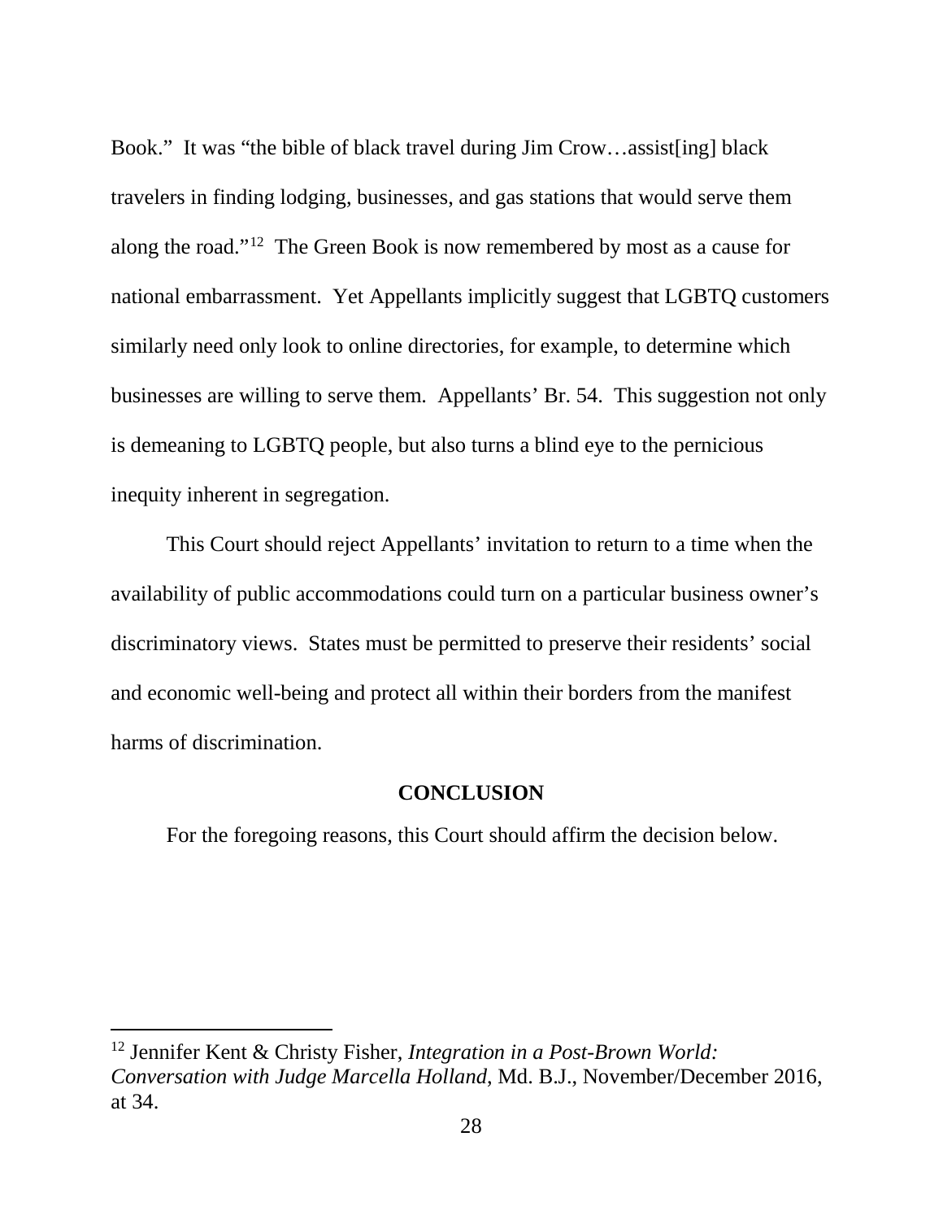Book." It was "the bible of black travel during Jim Crow…assist[ing] black travelers in finding lodging, businesses, and gas stations that would serve them along the road."[12] The Green Book is now remembered by most as a cause for national embarrassment. Yet Appellants implicitly suggest that LGBTQ customers similarly need only look to online directories, for example, to determine which businesses are willing to serve them. Appellants' Br. 54. This suggestion not only is demeaning to LGBTQ people, but also turns a blind eye to the pernicious inequity inherent in segregation.

This Court should reject Appellants' invitation to return to a time when the availability of public accommodations could turn on a particular business owner's discriminatory views. States must be permitted to preserve their residents' social and economic well-being and protect all within their borders from the manifest harms of discrimination.

## CONCLUSION

For the foregoing reasons, this Court should affirm the decision below.

---

[12] Jennifer Kent & Christy Fisher, *Integration in a Post-Brown World: Conversation with Judge Marcella Holland*, Md. B.J., November/December 2016, at 34.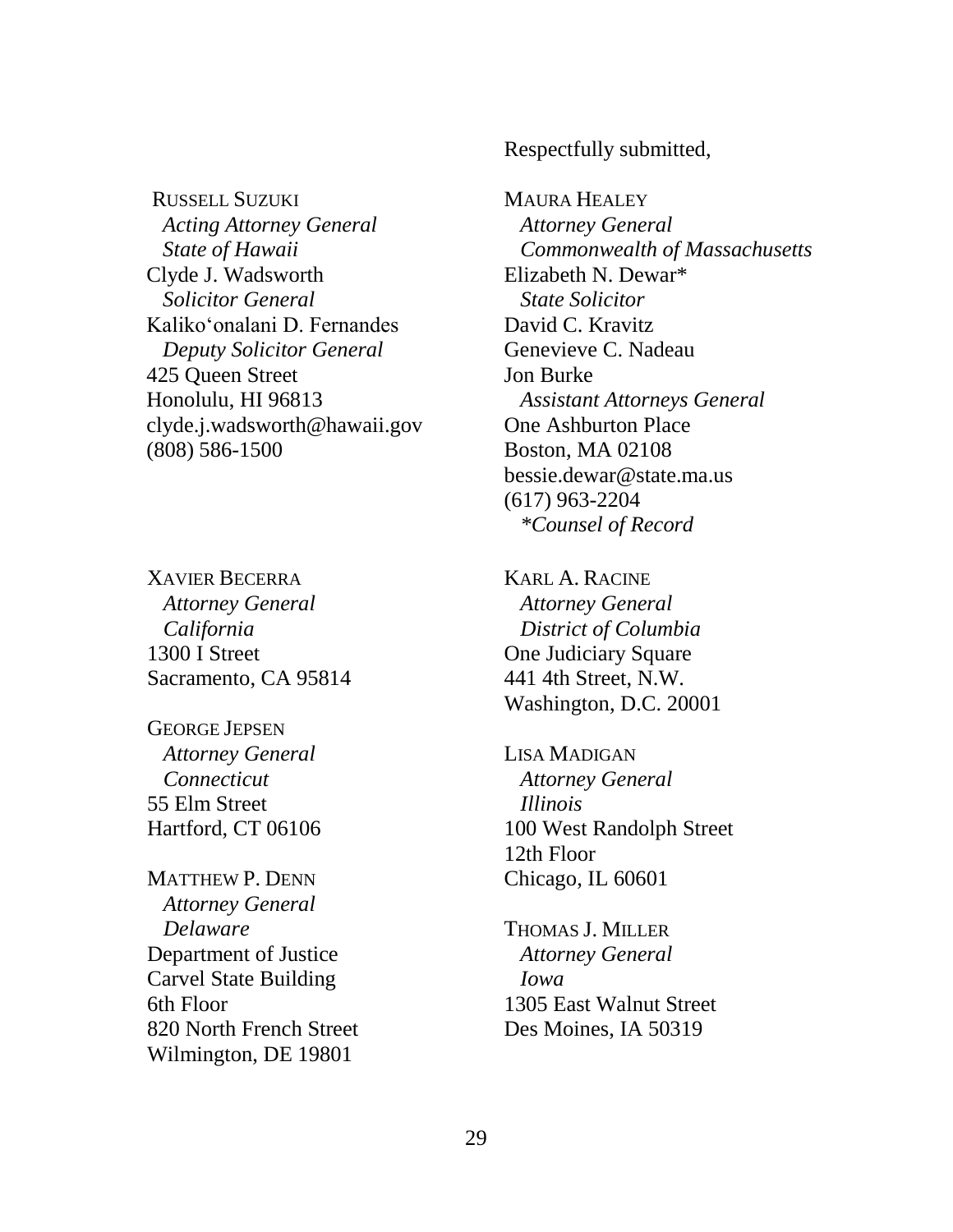Respectfully submitted,

MAURA HEALEY
*Attorney General*
*Commonwealth of Massachusetts*
Elizabeth N. Dewar*
*State Solicitor*
David C. Kravitz
Genevieve C. Nadeau
Jon Burke
*Assistant Attorneys General*
One Ashburton Place
Boston, MA 02108
bessie.dewar@state.ma.us
(617) 963-2204
*\*Counsel of Record*

RUSSELL SUZUKI
*Acting Attorney General*
*State of Hawaii*
Clyde J. Wadsworth
*Solicitor General*
Kaliko'onalani D. Fernandes
*Deputy Solicitor General*
425 Queen Street
Honolulu, HI 96813
clyde.j.wadsworth@hawaii.gov
(808) 586-1500

XAVIER BECERRA
*Attorney General*
*California*
1300 I Street
Sacramento, CA 95814

KARL A. RACINE
*Attorney General*
*District of Columbia*
One Judiciary Square
441 4th Street, N.W.
Washington, D.C. 20001

GEORGE JEPSEN
*Attorney General*
*Connecticut*
55 Elm Street
Hartford, CT 06106

LISA MADIGAN
*Attorney General*
*Illinois*
100 West Randolph Street
12th Floor
Chicago, IL 60601

MATTHEW P. DENN
*Attorney General*
*Delaware*
Department of Justice
Carvel State Building
6th Floor
820 North French Street
Wilmington, DE 19801

THOMAS J. MILLER
*Attorney General*
*Iowa*
1305 East Walnut Street
Des Moines, IA 50319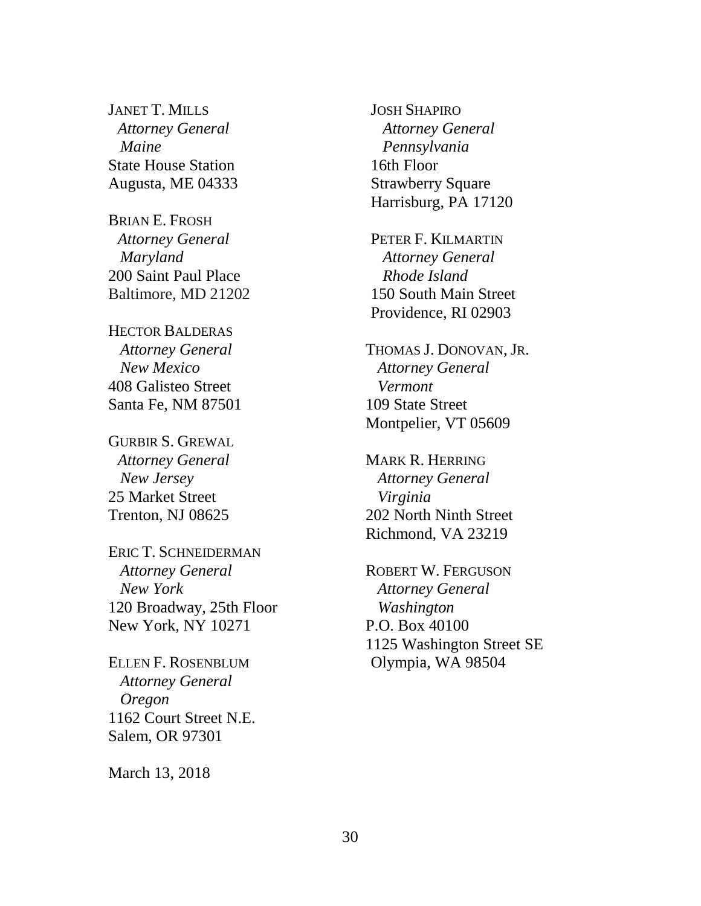JANET T. MILLS
*Attorney General*
*Maine*
State House Station
Augusta, ME 04333

BRIAN E. FROSH
*Attorney General*
*Maryland*
200 Saint Paul Place
Baltimore, MD 21202

HECTOR BALDERAS
*Attorney General*
*New Mexico*
408 Galisteo Street
Santa Fe, NM 87501

GURBIR S. GREWAL
*Attorney General*
*New Jersey*
25 Market Street
Trenton, NJ 08625

ERIC T. SCHNEIDERMAN
*Attorney General*
*New York*
120 Broadway, 25th Floor
New York, NY 10271

ELLEN F. ROSENBLUM
*Attorney General*
*Oregon*
1162 Court Street N.E.
Salem, OR 97301

JOSH SHAPIRO
*Attorney General*
*Pennsylvania*
16th Floor
Strawberry Square
Harrisburg, PA 17120

PETER F. KILMARTIN
*Attorney General*
*Rhode Island*
150 South Main Street
Providence, RI 02903

THOMAS J. DONOVAN, JR.
*Attorney General*
*Vermont*
109 State Street
Montpelier, VT 05609

MARK R. HERRING
*Attorney General*
*Virginia*
202 North Ninth Street
Richmond, VA 23219

ROBERT W. FERGUSON
*Attorney General*
*Washington*
P.O. Box 40100
1125 Washington Street SE
Olympia, WA 98504

March 13, 2018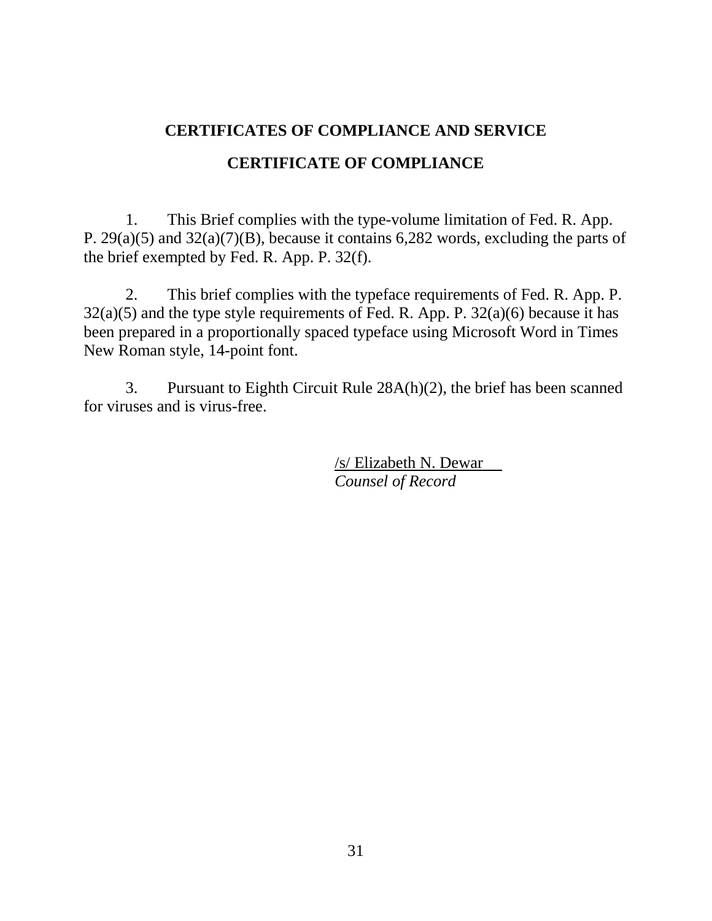## CERTIFICATES OF COMPLIANCE AND SERVICE

## CERTIFICATE OF COMPLIANCE

1. This Brief complies with the type-volume limitation of Fed. R. App. P. 29(a)(5) and 32(a)(7)(B), because it contains 6,282 words, excluding the parts of the brief exempted by Fed. R. App. P. 32(f).

2. This brief complies with the typeface requirements of Fed. R. App. P. 32(a)(5) and the type style requirements of Fed. R. App. P. 32(a)(6) because it has been prepared in a proportionally spaced typeface using Microsoft Word in Times New Roman style, 14-point font.

3. Pursuant to Eighth Circuit Rule 28A(h)(2), the brief has been scanned for viruses and is virus-free.

/s/ Elizabeth N. Dewar
*Counsel of Record*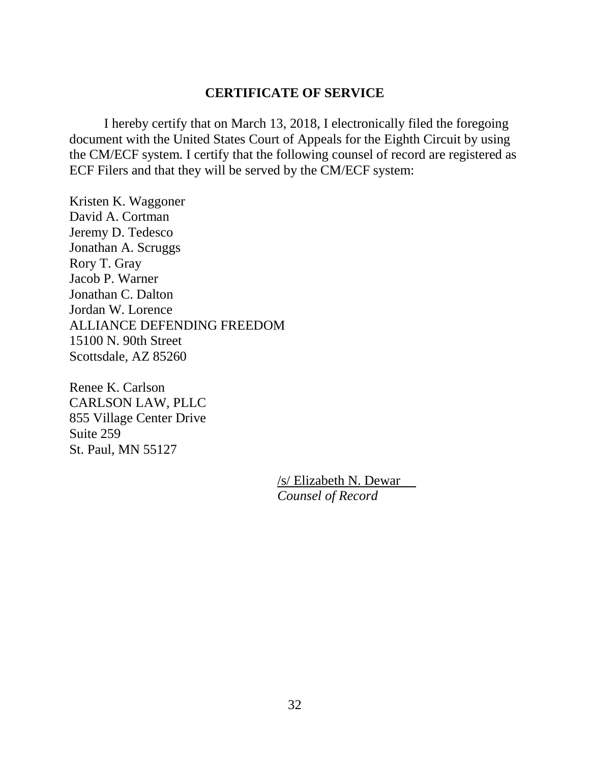## CERTIFICATE OF SERVICE

I hereby certify that on March 13, 2018, I electronically filed the foregoing document with the United States Court of Appeals for the Eighth Circuit by using the CM/ECF system. I certify that the following counsel of record are registered as ECF Filers and that they will be served by the CM/ECF system:

Kristen K. Waggoner
David A. Cortman
Jeremy D. Tedesco
Jonathan A. Scruggs
Rory T. Gray
Jacob P. Warner
Jonathan C. Dalton
Jordan W. Lorence
ALLIANCE DEFENDING FREEDOM
15100 N. 90th Street
Scottsdale, AZ 85260

Renee K. Carlson
CARLSON LAW, PLLC
855 Village Center Drive
Suite 259
St. Paul, MN 55127

/s/ Elizabeth N. Dewar
*Counsel of Record*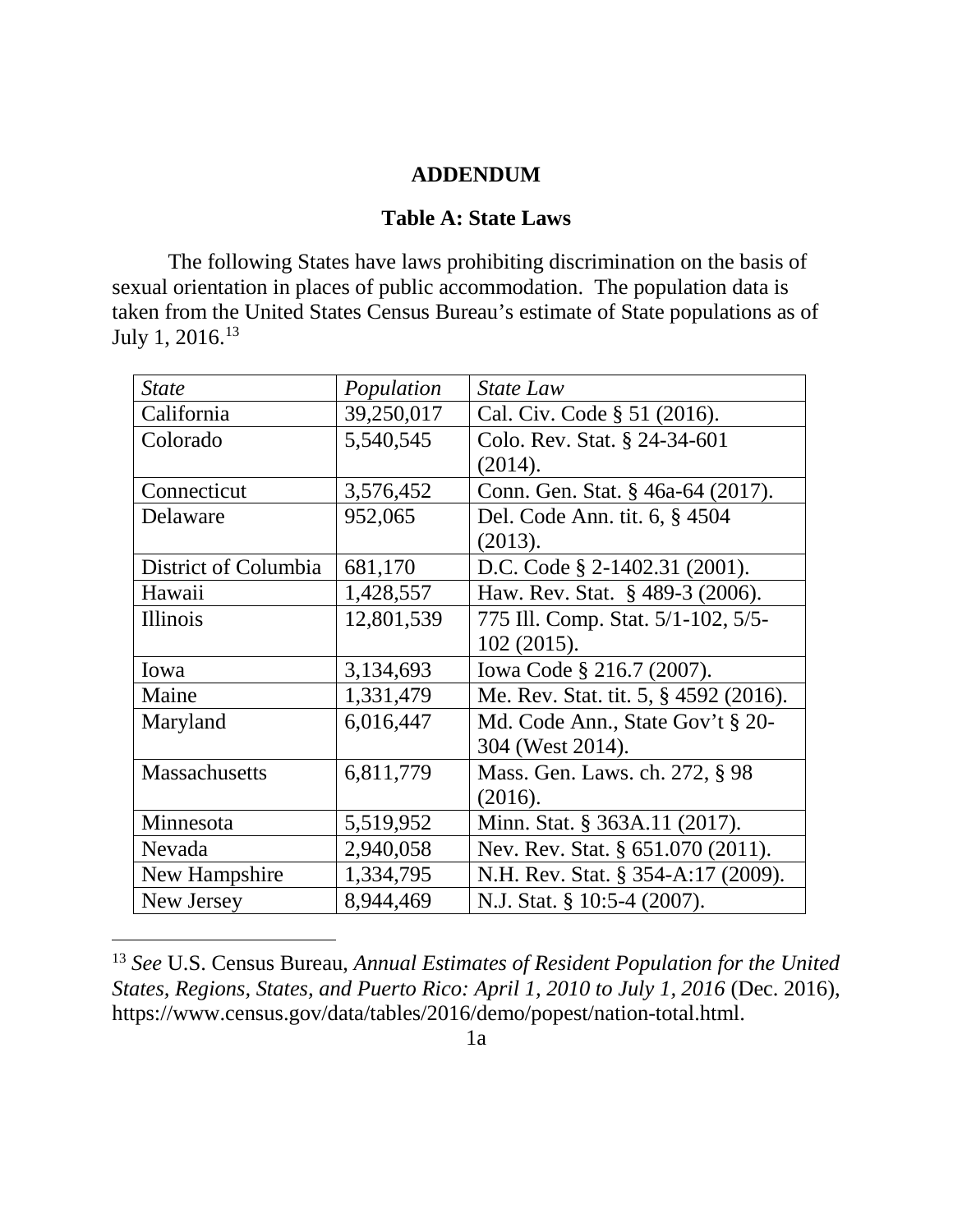# ADDENDUM

## Table A: State Laws

The following States have laws prohibiting discrimination on the basis of sexual orientation in places of public accommodation. The population data is taken from the United States Census Bureau's estimate of State populations as of July 1, 2016.[13]

| *State* | *Population* | *State Law* |
|---|---|---|
| California | 39,250,017 | Cal. Civ. Code § 51 (2016). |
| Colorado | 5,540,545 | Colo. Rev. Stat. § 24-34-601 (2014). |
| Connecticut | 3,576,452 | Conn. Gen. Stat. § 46a-64 (2017). |
| Delaware | 952,065 | Del. Code Ann. tit. 6, § 4504 (2013). |
| District of Columbia | 681,170 | D.C. Code § 2-1402.31 (2001). |
| Hawaii | 1,428,557 | Haw. Rev. Stat. § 489-3 (2006). |
| Illinois | 12,801,539 | 775 Ill. Comp. Stat. 5/1-102, 5/5-102 (2015). |
| Iowa | 3,134,693 | Iowa Code § 216.7 (2007). |
| Maine | 1,331,479 | Me. Rev. Stat. tit. 5, § 4592 (2016). |
| Maryland | 6,016,447 | Md. Code Ann., State Gov't § 20-304 (West 2014). |
| Massachusetts | 6,811,779 | Mass. Gen. Laws. ch. 272, § 98 (2016). |
| Minnesota | 5,519,952 | Minn. Stat. § 363A.11 (2017). |
| Nevada | 2,940,058 | Nev. Rev. Stat. § 651.070 (2011). |
| New Hampshire | 1,334,795 | N.H. Rev. Stat. § 354-A:17 (2009). |
| New Jersey | 8,944,469 | N.J. Stat. § 10:5-4 (2007). |

[13] *See* U.S. Census Bureau, *Annual Estimates of Resident Population for the United States, Regions, States, and Puerto Rico: April 1, 2010 to July 1, 2016* (Dec. 2016), https://www.census.gov/data/tables/2016/demo/popest/nation-total.html.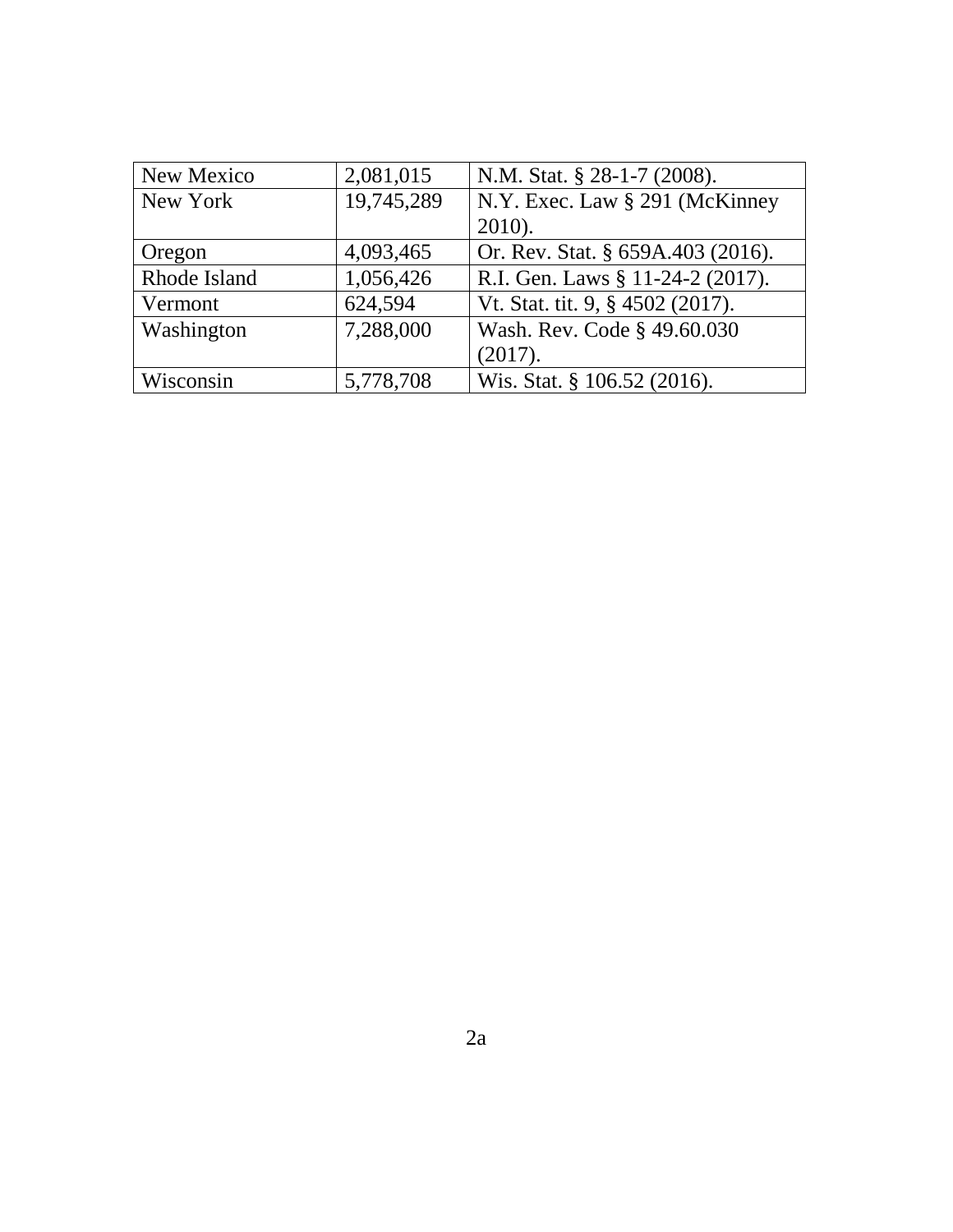| New Mexico | 2,081,015 | N.M. Stat. § 28-1-7 (2008). |
|---|---|---|
| New York | 19,745,289 | N.Y. Exec. Law § 291 (McKinney 2010). |
| Oregon | 4,093,465 | Or. Rev. Stat. § 659A.403 (2016). |
| Rhode Island | 1,056,426 | R.I. Gen. Laws § 11-24-2 (2017). |
| Vermont | 624,594 | Vt. Stat. tit. 9, § 4502 (2017). |
| Washington | 7,288,000 | Wash. Rev. Code § 49.60.030 (2017). |
| Wisconsin | 5,778,708 | Wis. Stat. § 106.52 (2016). |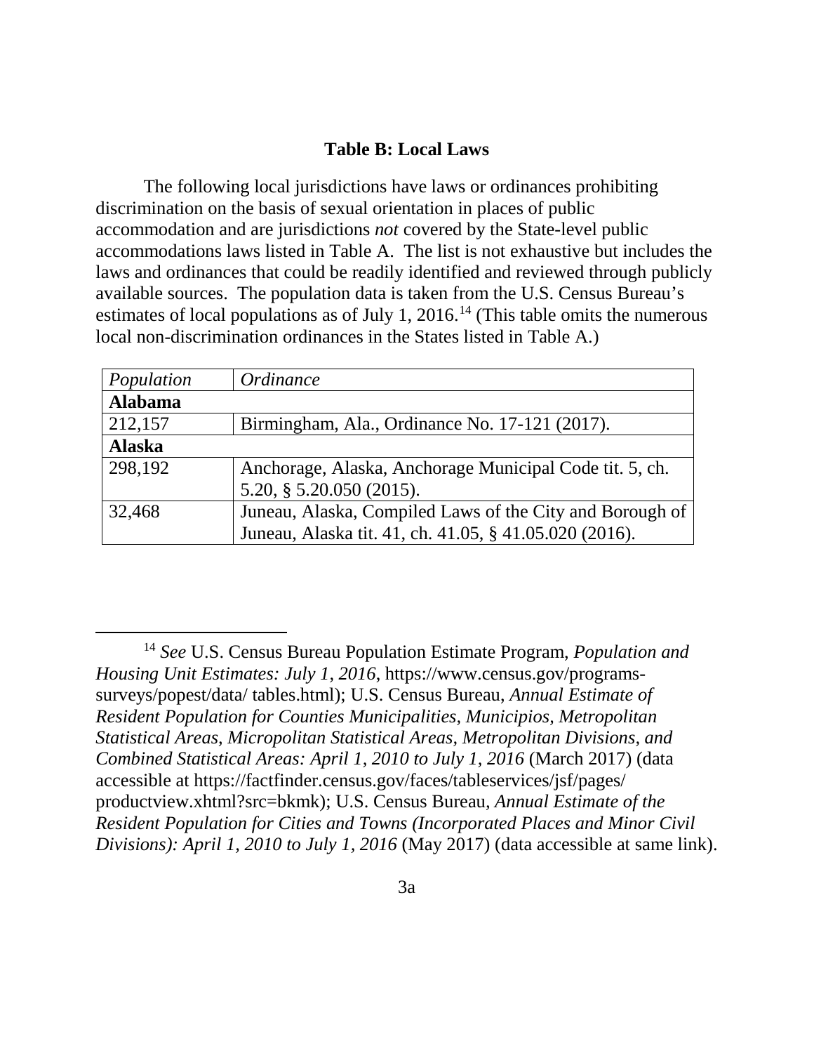### Table B: Local Laws

The following local jurisdictions have laws or ordinances prohibiting discrimination on the basis of sexual orientation in places of public accommodation and are jurisdictions *not* covered by the State-level public accommodations laws listed in Table A. The list is not exhaustive but includes the laws and ordinances that could be readily identified and reviewed through publicly available sources. The population data is taken from the U.S. Census Bureau's estimates of local populations as of July 1, 2016.[14] (This table omits the numerous local non-discrimination ordinances in the States listed in Table A.)

| *Population* | *Ordinance* |
|---|---|
| **Alabama** | |
| 212,157 | Birmingham, Ala., Ordinance No. 17-121 (2017). |
| **Alaska** | |
| 298,192 | Anchorage, Alaska, Anchorage Municipal Code tit. 5, ch. 5.20, § 5.20.050 (2015). |
| 32,468 | Juneau, Alaska, Compiled Laws of the City and Borough of Juneau, Alaska tit. 41, ch. 41.05, § 41.05.020 (2016). |

[14] *See* U.S. Census Bureau Population Estimate Program, *Population and Housing Unit Estimates: July 1, 2016*, https://www.census.gov/programs-surveys/popest/data/ tables.html); U.S. Census Bureau, *Annual Estimate of Resident Population for Counties Municipalities, Municipios, Metropolitan Statistical Areas, Micropolitan Statistical Areas, Metropolitan Divisions, and Combined Statistical Areas: April 1, 2010 to July 1, 2016* (March 2017) (data accessible at https://factfinder.census.gov/faces/tableservices/jsf/pages/ productview.xhtml?src=bkmk); U.S. Census Bureau, *Annual Estimate of the Resident Population for Cities and Towns (Incorporated Places and Minor Civil Divisions): April 1, 2010 to July 1, 2016* (May 2017) (data accessible at same link).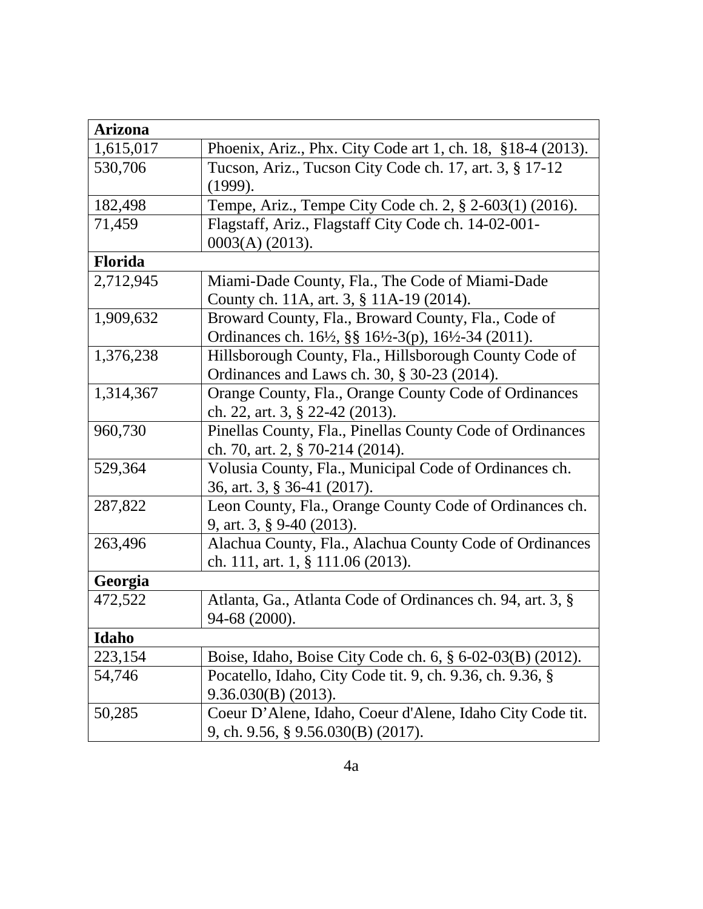| **Arizona** | |
|---|---|
| 1,615,017 | Phoenix, Ariz., Phx. City Code art 1, ch. 18, §18-4 (2013). |
| 530,706 | Tucson, Ariz., Tucson City Code ch. 17, art. 3, § 17-12 (1999). |
| 182,498 | Tempe, Ariz., Tempe City Code ch. 2, § 2-603(1) (2016). |
| 71,459 | Flagstaff, Ariz., Flagstaff City Code ch. 14-02-001-0003(A) (2013). |
| **Florida** | |
| 2,712,945 | Miami-Dade County, Fla., The Code of Miami-Dade County ch. 11A, art. 3, § 11A-19 (2014). |
| 1,909,632 | Broward County, Fla., Broward County, Fla., Code of Ordinances ch. 16½, §§ 16½-3(p), 16½-34 (2011). |
| 1,376,238 | Hillsborough County, Fla., Hillsborough County Code of Ordinances and Laws ch. 30, § 30-23 (2014). |
| 1,314,367 | Orange County, Fla., Orange County Code of Ordinances ch. 22, art. 3, § 22-42 (2013). |
| 960,730 | Pinellas County, Fla., Pinellas County Code of Ordinances ch. 70, art. 2, § 70-214 (2014). |
| 529,364 | Volusia County, Fla., Municipal Code of Ordinances ch. 36, art. 3, § 36-41 (2017). |
| 287,822 | Leon County, Fla., Orange County Code of Ordinances ch. 9, art. 3, § 9-40 (2013). |
| 263,496 | Alachua County, Fla., Alachua County Code of Ordinances ch. 111, art. 1, § 111.06 (2013). |
| **Georgia** | |
| 472,522 | Atlanta, Ga., Atlanta Code of Ordinances ch. 94, art. 3, § 94-68 (2000). |
| **Idaho** | |
| 223,154 | Boise, Idaho, Boise City Code ch. 6, § 6-02-03(B) (2012). |
| 54,746 | Pocatello, Idaho, City Code tit. 9, ch. 9.36, ch. 9.36, § 9.36.030(B) (2013). |
| 50,285 | Coeur D'Alene, Idaho, Coeur d'Alene, Idaho City Code tit. 9, ch. 9.56, § 9.56.030(B) (2017). |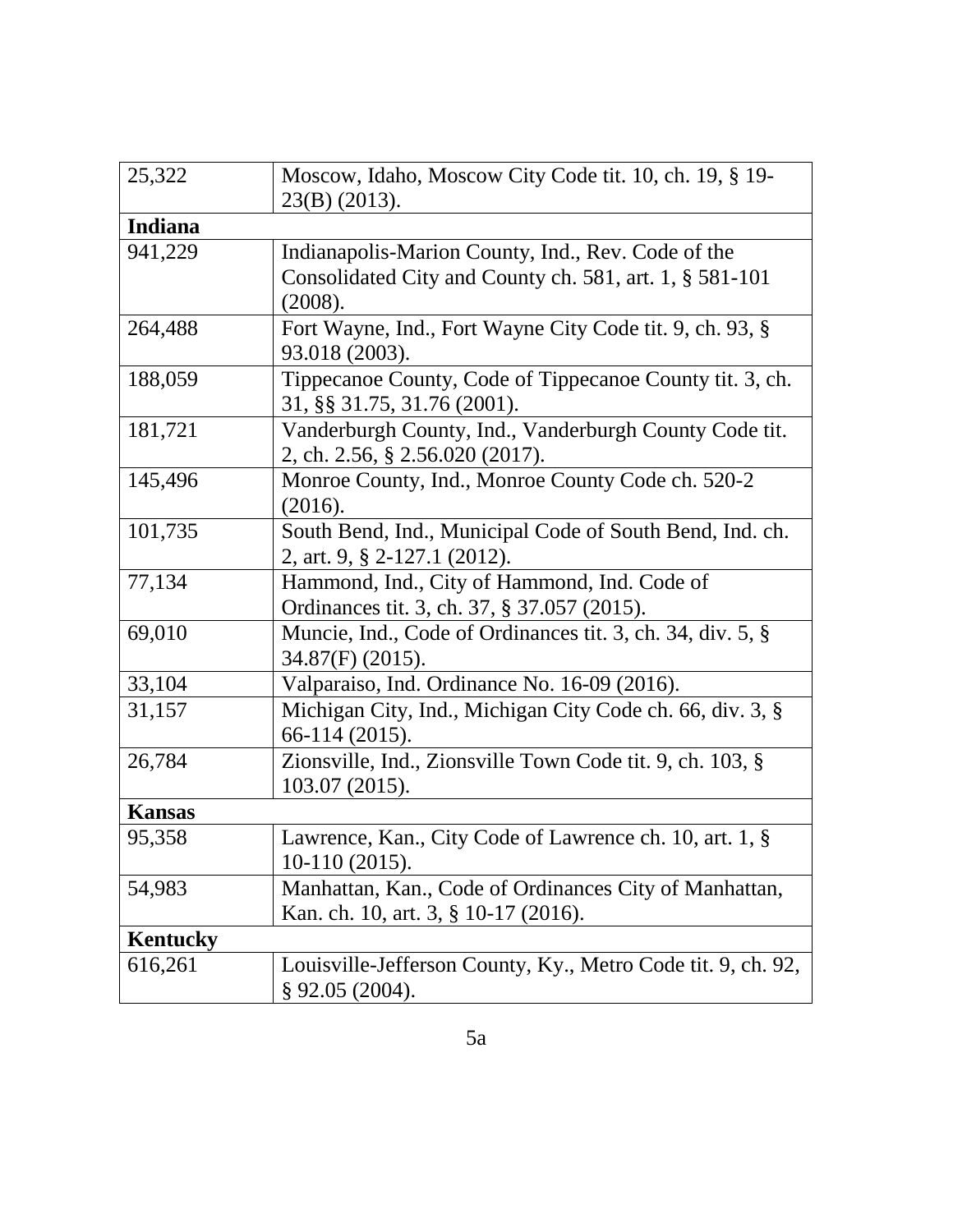| 25,322 | Moscow, Idaho, Moscow City Code tit. 10, ch. 19, § 19-23(B) (2013). |
|---|---|
| **Indiana** | |
| 941,229 | Indianapolis-Marion County, Ind., Rev. Code of the Consolidated City and County ch. 581, art. 1, § 581-101 (2008). |
| 264,488 | Fort Wayne, Ind., Fort Wayne City Code tit. 9, ch. 93, § 93.018 (2003). |
| 188,059 | Tippecanoe County, Code of Tippecanoe County tit. 3, ch. 31, §§ 31.75, 31.76 (2001). |
| 181,721 | Vanderburgh County, Ind., Vanderburgh County Code tit. 2, ch. 2.56, § 2.56.020 (2017). |
| 145,496 | Monroe County, Ind., Monroe County Code ch. 520-2 (2016). |
| 101,735 | South Bend, Ind., Municipal Code of South Bend, Ind. ch. 2, art. 9, § 2-127.1 (2012). |
| 77,134 | Hammond, Ind., City of Hammond, Ind. Code of Ordinances tit. 3, ch. 37, § 37.057 (2015). |
| 69,010 | Muncie, Ind., Code of Ordinances tit. 3, ch. 34, div. 5, § 34.87(F) (2015). |
| 33,104 | Valparaiso, Ind. Ordinance No. 16-09 (2016). |
| 31,157 | Michigan City, Ind., Michigan City Code ch. 66, div. 3, § 66-114 (2015). |
| 26,784 | Zionsville, Ind., Zionsville Town Code tit. 9, ch. 103, § 103.07 (2015). |
| **Kansas** | |
| 95,358 | Lawrence, Kan., City Code of Lawrence ch. 10, art. 1, § 10-110 (2015). |
| 54,983 | Manhattan, Kan., Code of Ordinances City of Manhattan, Kan. ch. 10, art. 3, § 10-17 (2016). |
| **Kentucky** | |
| 616,261 | Louisville-Jefferson County, Ky., Metro Code tit. 9, ch. 92, § 92.05 (2004). |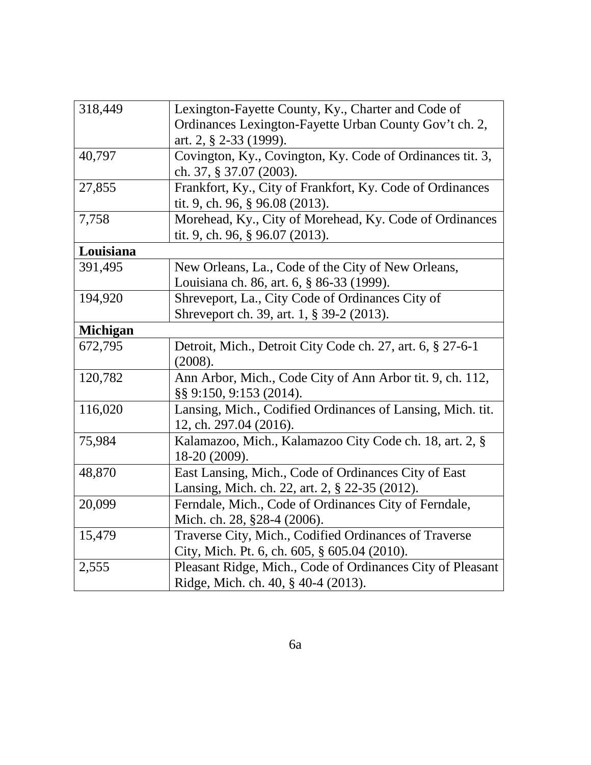| | |
|---|---|
| 318,449 | Lexington-Fayette County, Ky., Charter and Code of Ordinances Lexington-Fayette Urban County Gov't ch. 2, art. 2, § 2-33 (1999). |
| 40,797 | Covington, Ky., Covington, Ky. Code of Ordinances tit. 3, ch. 37, § 37.07 (2003). |
| 27,855 | Frankfort, Ky., City of Frankfort, Ky. Code of Ordinances tit. 9, ch. 96, § 96.08 (2013). |
| 7,758 | Morehead, Ky., City of Morehead, Ky. Code of Ordinances tit. 9, ch. 96, § 96.07 (2013). |
| **Louisiana** | |
| 391,495 | New Orleans, La., Code of the City of New Orleans, Louisiana ch. 86, art. 6, § 86-33 (1999). |
| 194,920 | Shreveport, La., City Code of Ordinances City of Shreveport ch. 39, art. 1, § 39-2 (2013). |
| **Michigan** | |
| 672,795 | Detroit, Mich., Detroit City Code ch. 27, art. 6, § 27-6-1 (2008). |
| 120,782 | Ann Arbor, Mich., Code City of Ann Arbor tit. 9, ch. 112, §§ 9:150, 9:153 (2014). |
| 116,020 | Lansing, Mich., Codified Ordinances of Lansing, Mich. tit. 12, ch. 297.04 (2016). |
| 75,984 | Kalamazoo, Mich., Kalamazoo City Code ch. 18, art. 2, § 18-20 (2009). |
| 48,870 | East Lansing, Mich., Code of Ordinances City of East Lansing, Mich. ch. 22, art. 2, § 22-35 (2012). |
| 20,099 | Ferndale, Mich., Code of Ordinances City of Ferndale, Mich. ch. 28, §28-4 (2006). |
| 15,479 | Traverse City, Mich., Codified Ordinances of Traverse City, Mich. Pt. 6, ch. 605, § 605.04 (2010). |
| 2,555 | Pleasant Ridge, Mich., Code of Ordinances City of Pleasant Ridge, Mich. ch. 40, § 40-4 (2013). |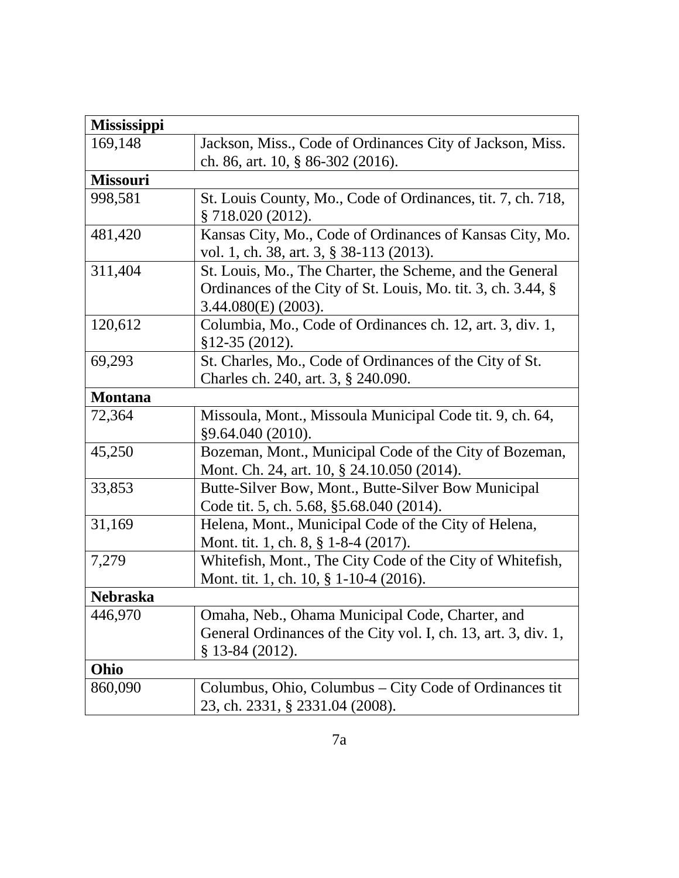| **Mississippi** | |
|---|---|
| 169,148 | Jackson, Miss., Code of Ordinances City of Jackson, Miss. ch. 86, art. 10, § 86-302 (2016). |
| **Missouri** | |
| 998,581 | St. Louis County, Mo., Code of Ordinances, tit. 7, ch. 718, § 718.020 (2012). |
| 481,420 | Kansas City, Mo., Code of Ordinances of Kansas City, Mo. vol. 1, ch. 38, art. 3, § 38-113 (2013). |
| 311,404 | St. Louis, Mo., The Charter, the Scheme, and the General Ordinances of the City of St. Louis, Mo. tit. 3, ch. 3.44, § 3.44.080(E) (2003). |
| 120,612 | Columbia, Mo., Code of Ordinances ch. 12, art. 3, div. 1, §12-35 (2012). |
| 69,293 | St. Charles, Mo., Code of Ordinances of the City of St. Charles ch. 240, art. 3, § 240.090. |
| **Montana** | |
| 72,364 | Missoula, Mont., Missoula Municipal Code tit. 9, ch. 64, §9.64.040 (2010). |
| 45,250 | Bozeman, Mont., Municipal Code of the City of Bozeman, Mont. Ch. 24, art. 10, § 24.10.050 (2014). |
| 33,853 | Butte-Silver Bow, Mont., Butte-Silver Bow Municipal Code tit. 5, ch. 5.68, §5.68.040 (2014). |
| 31,169 | Helena, Mont., Municipal Code of the City of Helena, Mont. tit. 1, ch. 8, § 1-8-4 (2017). |
| 7,279 | Whitefish, Mont., The City Code of the City of Whitefish, Mont. tit. 1, ch. 10, § 1-10-4 (2016). |
| **Nebraska** | |
| 446,970 | Omaha, Neb., Ohama Municipal Code, Charter, and General Ordinances of the City vol. I, ch. 13, art. 3, div. 1, § 13-84 (2012). |
| **Ohio** | |
| 860,090 | Columbus, Ohio, Columbus – City Code of Ordinances tit 23, ch. 2331, § 2331.04 (2008). |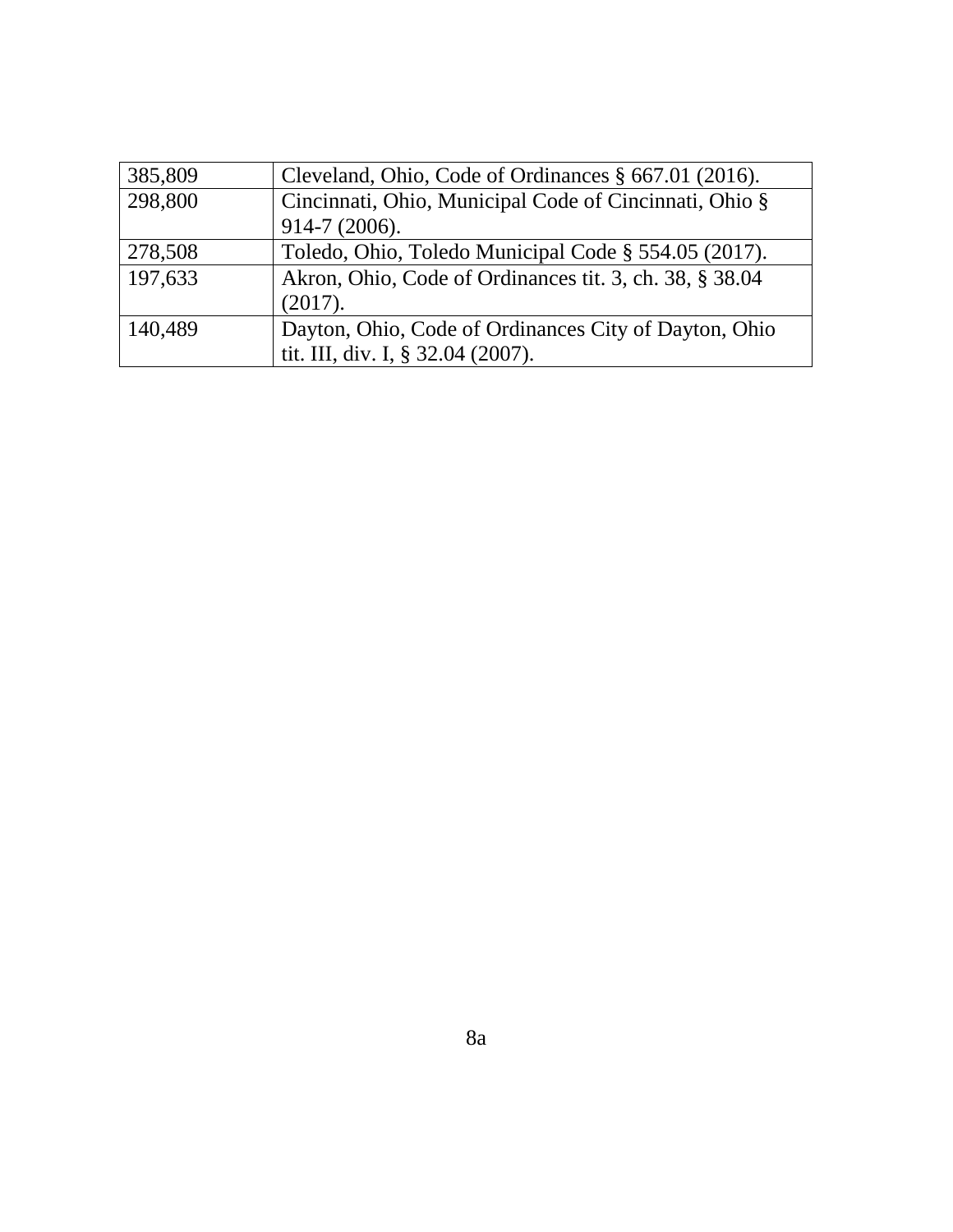| | |
|---|---|
| 385,809 | Cleveland, Ohio, Code of Ordinances § 667.01 (2016). |
| 298,800 | Cincinnati, Ohio, Municipal Code of Cincinnati, Ohio § 914-7 (2006). |
| 278,508 | Toledo, Ohio, Toledo Municipal Code § 554.05 (2017). |
| 197,633 | Akron, Ohio, Code of Ordinances tit. 3, ch. 38, § 38.04 (2017). |
| 140,489 | Dayton, Ohio, Code of Ordinances City of Dayton, Ohio tit. III, div. I, § 32.04 (2007). |